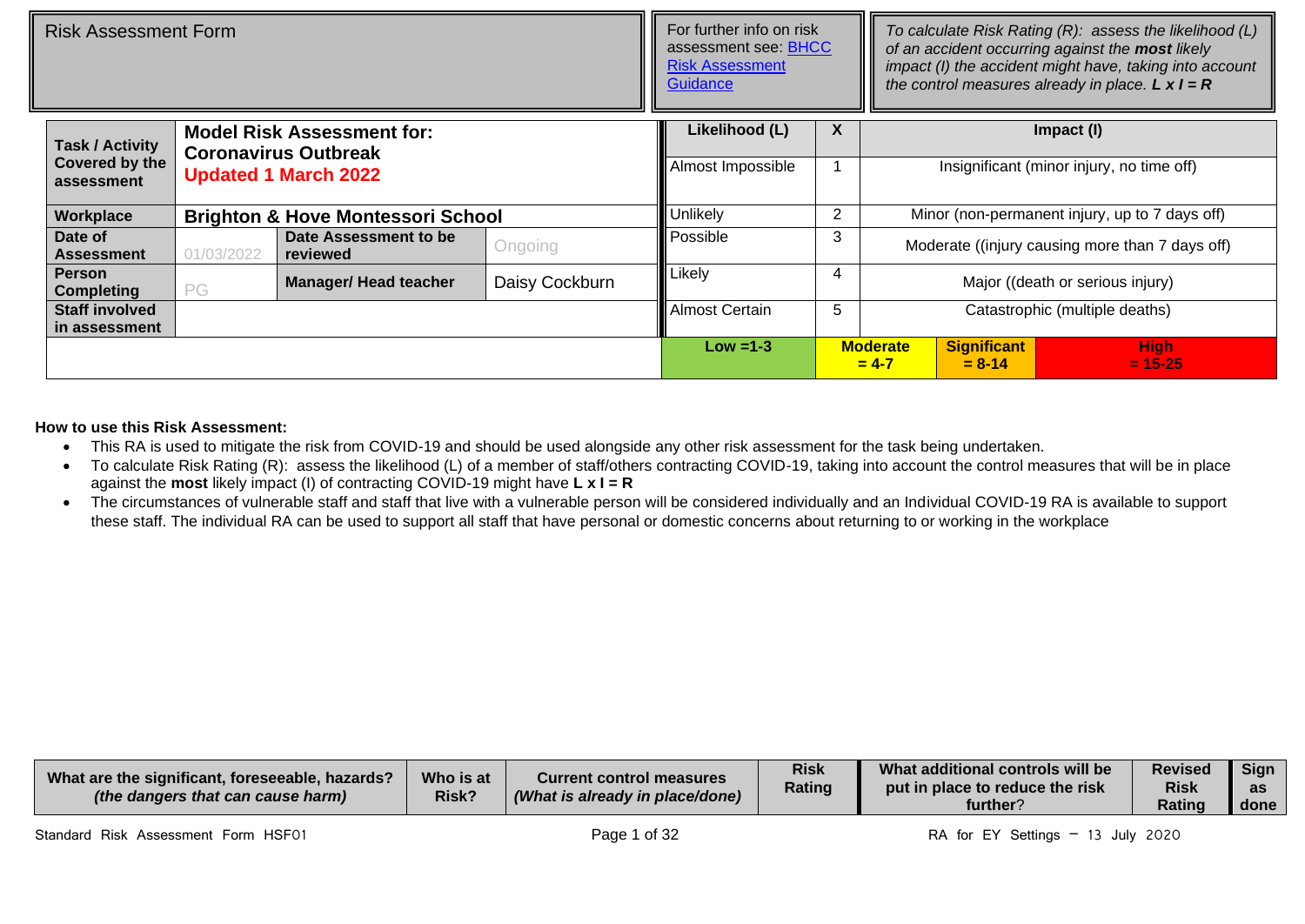| Risk Assessment Form | For further info on risk assessment see: BHCC Risk Assessment Guidance | *To calculate Risk Rating (R): assess the likelihood (L) of an accident occurring against the **most** likely impact (I) the accident might have, taking into account the control measures already in place. **L x I = R*** |
|---|---|---|

| **Task / Activity Covered by the assessment** | **Model Risk Assessment for: Coronavirus Outbreak** **Updated 1 March 2022** | | | **Likelihood (L)** | **X** | **Impact (I)** | |
|---|---|---|---|---|---|---|---|
| | | | | Almost Impossible | 1 | Insignificant (minor injury, no time off) | |
| **Workplace** | **Brighton & Hove Montessori School** | | | Unlikely | 2 | Minor (non-permanent injury, up to 7 days off) | |
| **Date of Assessment** | 01/03/2022 | **Date Assessment to be reviewed** | Ongoing | Possible | 3 | Moderate ((injury causing more than 7 days off) | |
| **Person Completing** | PG | **Manager/ Head teacher** | Daisy Cockburn | Likely | 4 | Major ((death or serious injury) | |
| **Staff involved in assessment** | | | | Almost Certain | 5 | Catastrophic (multiple deaths) | |
| | | | | **Low =1-3** | **Moderate = 4-7** | **Significant = 8-14** | **High = 15-25** |

**How to use this Risk Assessment:**

- This RA is used to mitigate the risk from COVID-19 and should be used alongside any other risk assessment for the task being undertaken.
- To calculate Risk Rating (R): assess the likelihood (L) of a member of staff/others contracting COVID-19, taking into account the control measures that will be in place against the **most** likely impact (I) of contracting COVID-19 might have **L x I = R**
- The circumstances of vulnerable staff and staff that live with a vulnerable person will be considered individually and an Individual COVID-19 RA is available to support these staff. The individual RA can be used to support all staff that have personal or domestic concerns about returning to or working in the workplace

| **What are the significant, foreseeable, hazards?** ***(the dangers that can cause harm)*** | **Who is at Risk?** | **Current control measures** ***(What is already in place/done)*** | **Risk Rating** | **What additional controls will be put in place to reduce the risk further?** | **Revised Risk Rating** | **Sign as done** |
|---|---|---|---|---|---|---|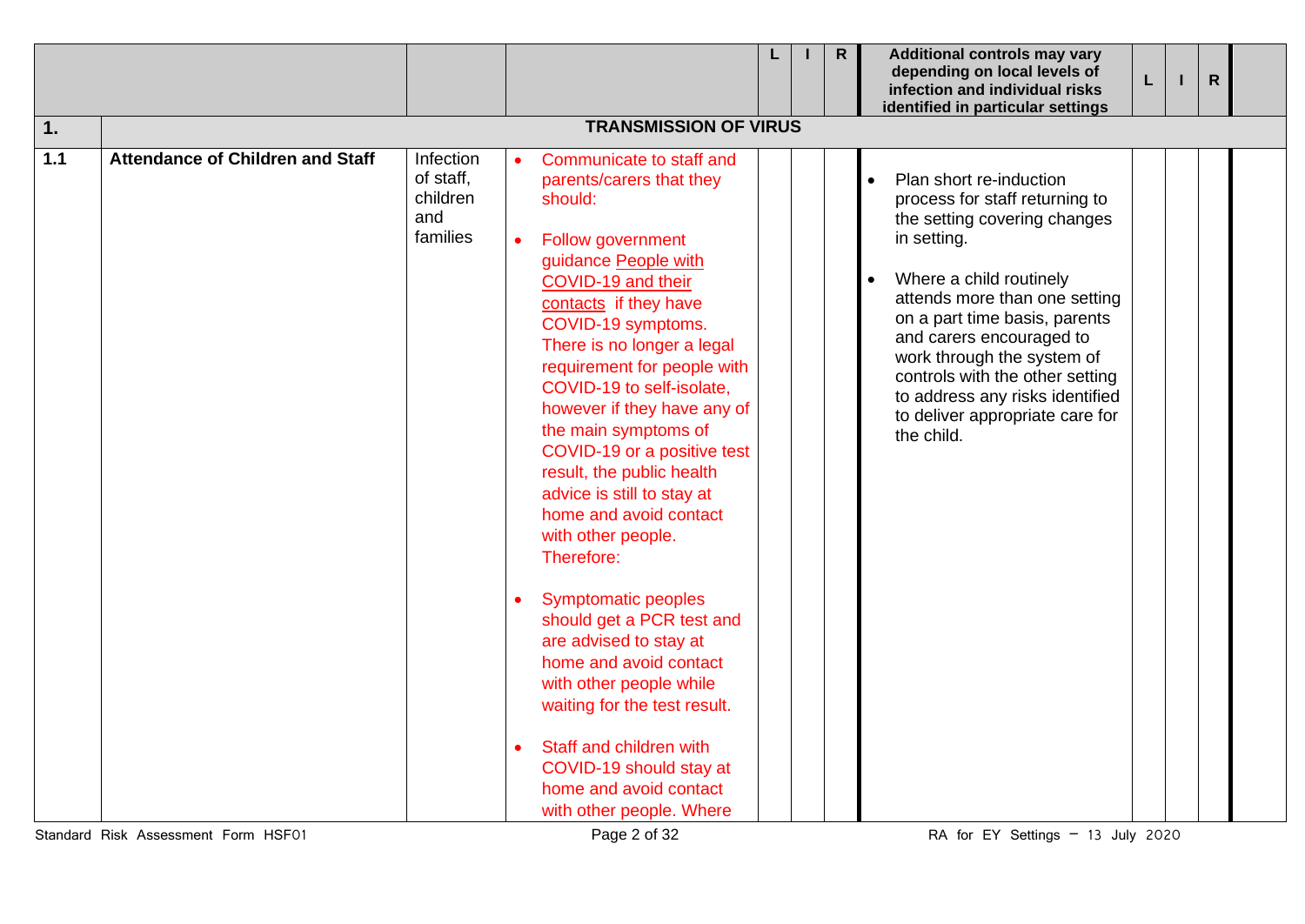| | | | | L | I | R | Additional controls may vary depending on local levels of infection and individual risks identified in particular settings | L | I | R | |
|---|---|---|---|---|---|---|---|---|---|---|---|
| 1. | | | TRANSMISSION OF VIRUS | | | | | | | | |
| 1.1 | Attendance of Children and Staff | Infection of staff, children and families | • Communicate to staff and parents/carers that they should:<br><br>• Follow government guidance People with COVID-19 and their contacts if they have COVID-19 symptoms. There is no longer a legal requirement for people with COVID-19 to self-isolate, however if they have any of the main symptoms of COVID-19 or a positive test result, the public health advice is still to stay at home and avoid contact with other people. Therefore:<br><br>• Symptomatic peoples should get a PCR test and are advised to stay at home and avoid contact with other people while waiting for the test result.<br><br>• Staff and children with COVID-19 should stay at home and avoid contact with other people. Where | | | | • Plan short re-induction process for staff returning to the setting covering changes in setting.<br><br>• Where a child routinely attends more than one setting on a part time basis, parents and carers encouraged to work through the system of controls with the other setting to address any risks identified to deliver appropriate care for the child. | | | | |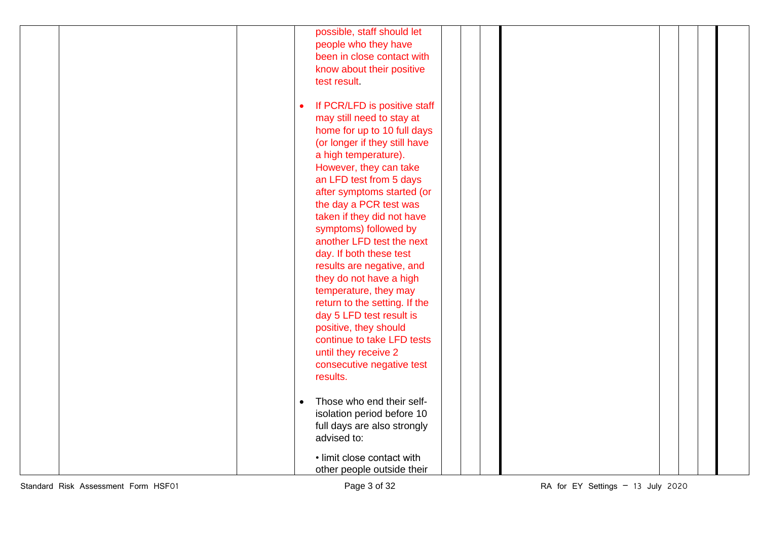| | | | | | | | | | | | |
|---|---|---|---|---|---|---|---|---|---|---|---|
| | | | possible, staff should let people who they have been in close contact with know about their positive test result.<br><br>• If PCR/LFD is positive staff may still need to stay at home for up to 10 full days (or longer if they still have a high temperature). However, they can take an LFD test from 5 days after symptoms started (or the day a PCR test was taken if they did not have symptoms) followed by another LFD test the next day. If both these test results are negative, and they do not have a high temperature, they may return to the setting. If the day 5 LFD test result is positive, they should continue to take LFD tests until they receive 2 consecutive negative test results.<br><br>• Those who end their self-isolation period before 10 full days are also strongly advised to:<br><br>• limit close contact with other people outside their | | | | | | | | |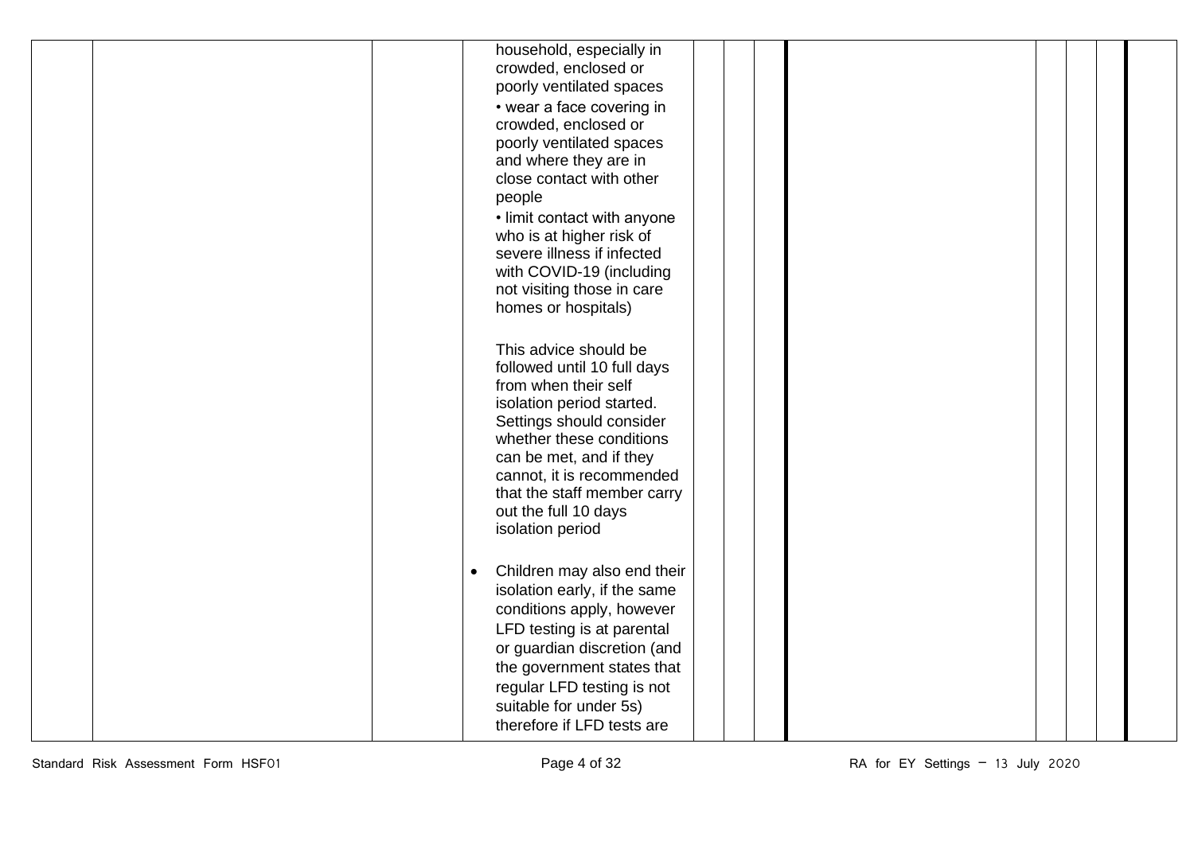| | | | | | | | | | | | |
|---|---|---|---|---|---|---|---|---|---|---|---|
| | | | household, especially in crowded, enclosed or poorly ventilated spaces<br>• wear a face covering in crowded, enclosed or poorly ventilated spaces and where they are in close contact with other people<br>• limit contact with anyone who is at higher risk of severe illness if infected with COVID-19 (including not visiting those in care homes or hospitals)<br><br>This advice should be followed until 10 full days from when their self isolation period started. Settings should consider whether these conditions can be met, and if they cannot, it is recommended that the staff member carry out the full 10 days isolation period<br><br>• Children may also end their isolation early, if the same conditions apply, however LFD testing is at parental or guardian discretion (and the government states that regular LFD testing is not suitable for under 5s) therefore if LFD tests are | | | | | | | | |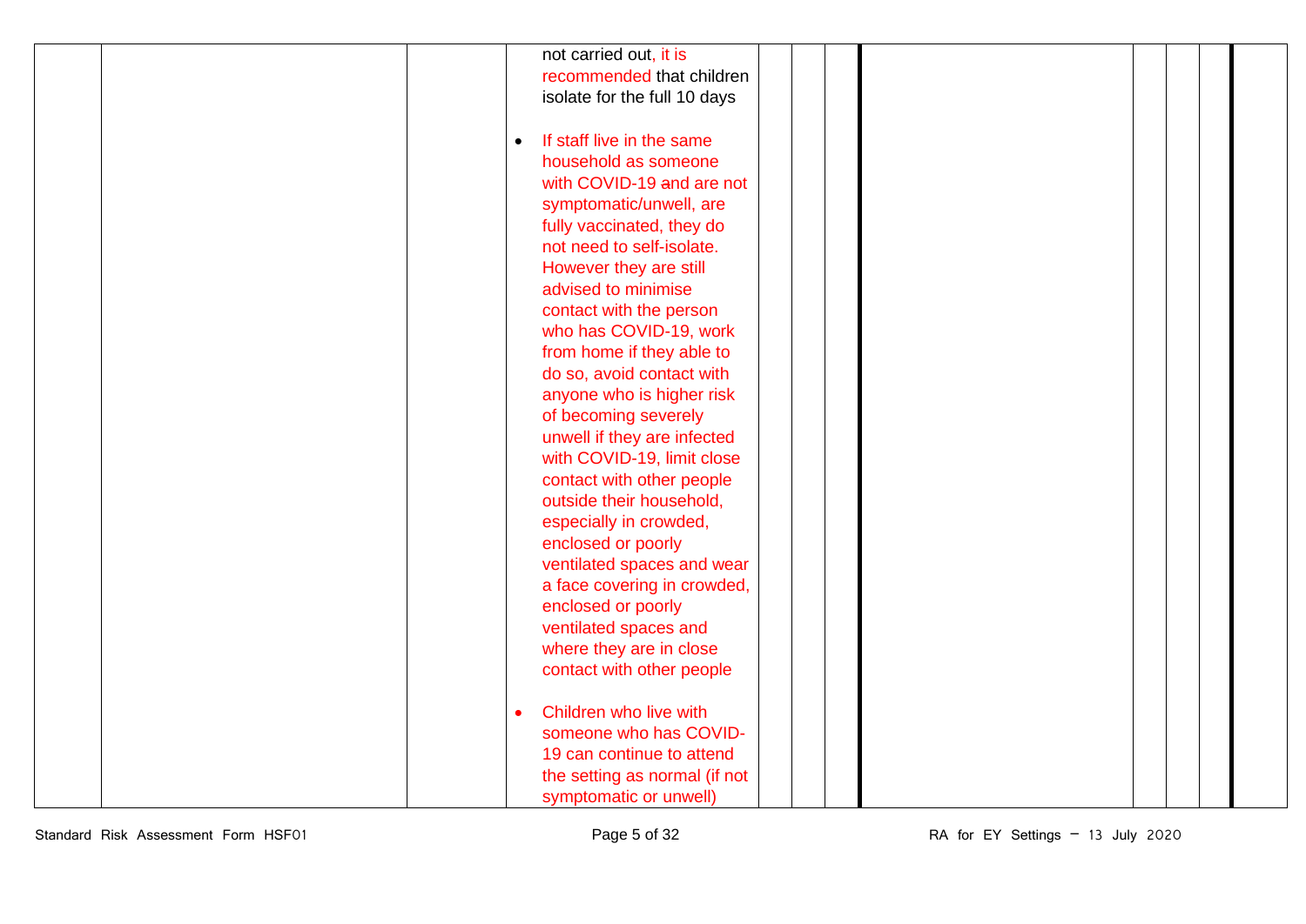| | | | | | | | | | | |
|---|---|---|---|---|---|---|---|---|---|---|
| | | | not carried out, it is recommended that children isolate for the full 10 days<br><br>• If staff live in the same household as someone with COVID-19 and are not symptomatic/unwell, are fully vaccinated, they do not need to self-isolate. However they are still advised to minimise contact with the person who has COVID-19, work from home if they able to do so, avoid contact with anyone who is higher risk of becoming severely unwell if they are infected with COVID-19, limit close contact with other people outside their household, especially in crowded, enclosed or poorly ventilated spaces and wear a face covering in crowded, enclosed or poorly ventilated spaces and where they are in close contact with other people<br><br>• Children who live with someone who has COVID-19 can continue to attend the setting as normal (if not symptomatic or unwell) | | | | | | | |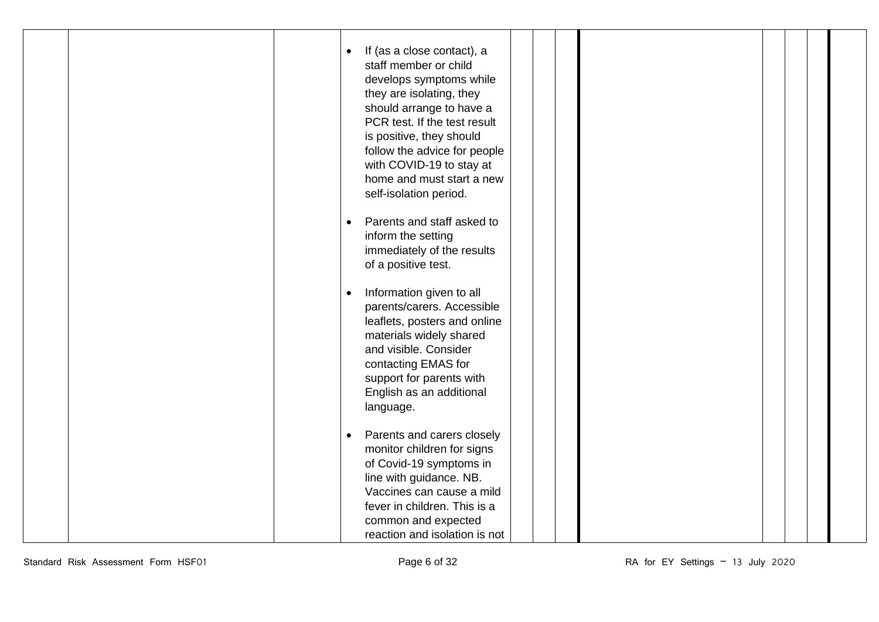| | | | | | | | | | | | |
|---|---|---|---|---|---|---|---|---|---|---|---|
| | | | • If (as a close contact), a staff member or child develops symptoms while they are isolating, they should arrange to have a PCR test. If the test result is positive, they should follow the advice for people with COVID-19 to stay at home and must start a new self-isolation period.<br><br>• Parents and staff asked to inform the setting immediately of the results of a positive test.<br><br>• Information given to all parents/carers. Accessible leaflets, posters and online materials widely shared and visible. Consider contacting EMAS for support for parents with English as an additional language.<br><br>• Parents and carers closely monitor children for signs of Covid-19 symptoms in line with guidance. NB. Vaccines can cause a mild fever in children. This is a common and expected reaction and isolation is not | | | | | | | | |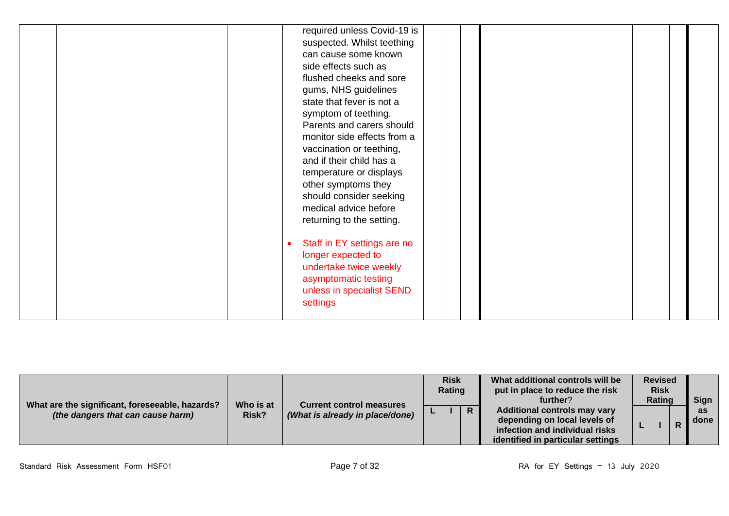| What are the significant, foreseeable, hazards? *(the dangers that can cause harm)* | Who is at Risk? | Current control measures *(What is already in place/done)* | Risk Rating | | | What additional controls will be put in place to reduce the risk further? Additional controls may vary depending on local levels of infection and individual risks identified in particular settings | Revised Risk Rating | | | Sign as done |
|---|---|---|---|---|---|---|---|---|---|---|
| | | | L | I | R | | L | I | R | |
| | | required unless Covid-19 is suspected. Whilst teething can cause some known side effects such as flushed cheeks and sore gums, NHS guidelines state that fever is not a symptom of teething. Parents and carers should monitor side effects from a vaccination or teething, and if their child has a temperature or displays other symptoms they should consider seeking medical advice before returning to the setting.<br><br>• Staff in EY settings are no longer expected to undertake twice weekly asymptomatic testing unless in specialist SEND settings | | | | | | | | |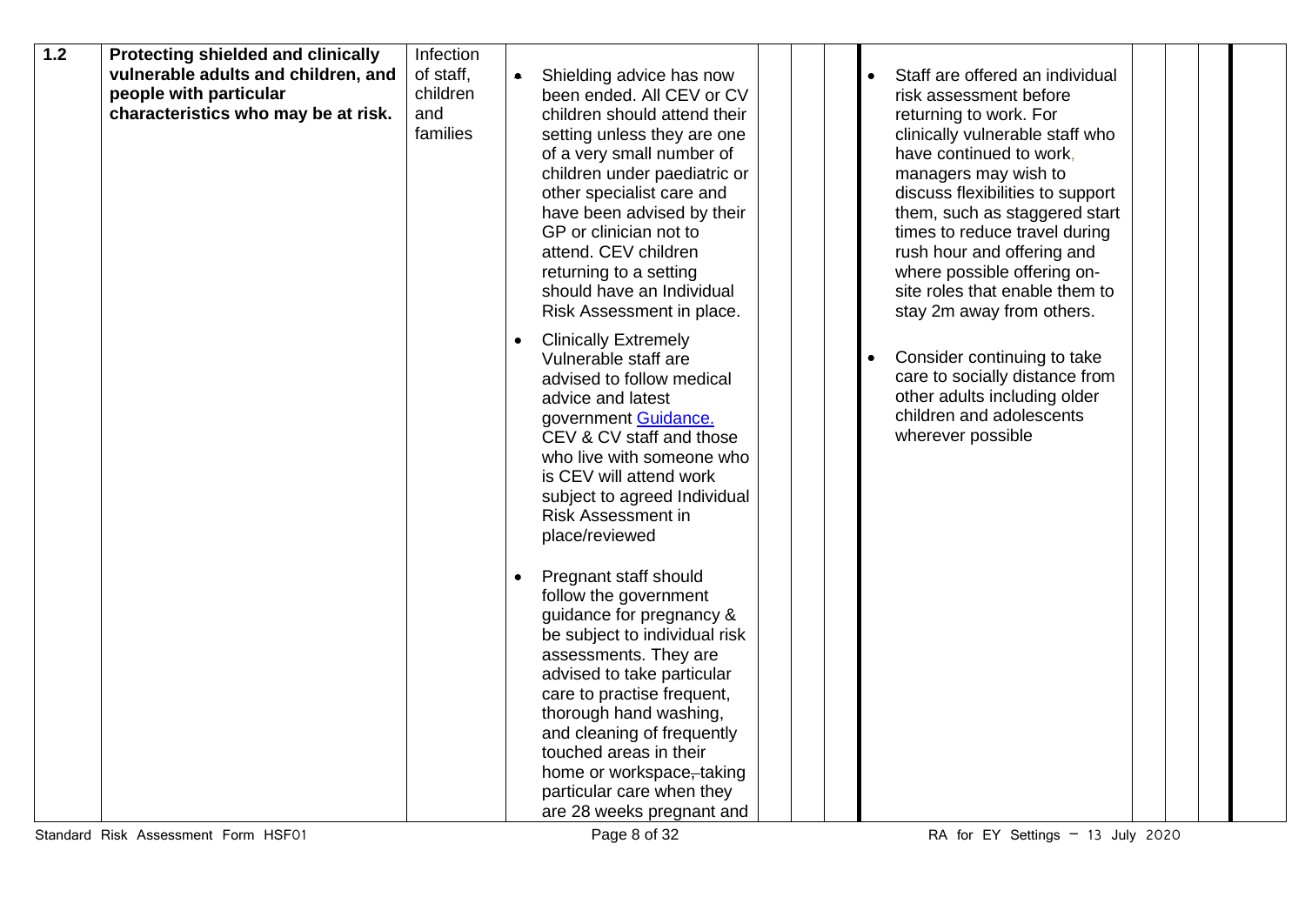| 1.2 | Protecting shielded and clinically vulnerable adults and children, and people with particular characteristics who may be at risk. | Infection of staff, children and families | • Shielding advice has now been ended. All CEV or CV children should attend their setting unless they are one of a very small number of children under paediatric or other specialist care and have been advised by their GP or clinician not to attend. CEV children returning to a setting should have an Individual Risk Assessment in place.<br><br>• Clinically Extremely Vulnerable staff are advised to follow medical advice and latest government Guidance. CEV & CV staff and those who live with someone who is CEV will attend work subject to agreed Individual Risk Assessment in place/reviewed<br><br>• Pregnant staff should follow the government guidance for pregnancy & be subject to individual risk assessments. They are advised to take particular care to practise frequent, thorough hand washing, and cleaning of frequently touched areas in their home or workspace, taking particular care when they are 28 weeks pregnant and | | | • Staff are offered an individual risk assessment before returning to work. For clinically vulnerable staff who have continued to work, managers may wish to discuss flexibilities to support them, such as staggered start times to reduce travel during rush hour and offering and where possible offering on-site roles that enable them to stay 2m away from others.<br><br>• Consider continuing to take care to socially distance from other adults including older children and adolescents wherever possible | | | |
|---|---|---|---|---|---|---|---|---|---|---|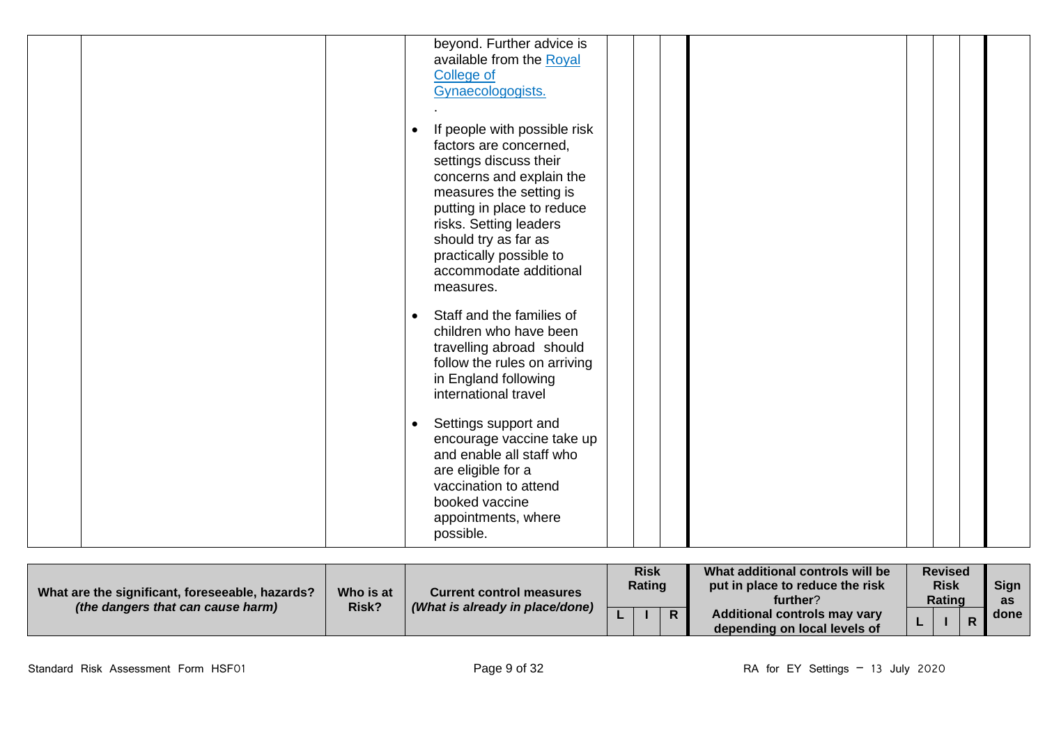| | | | | | | | | | | | |
|---|---|---|---|---|---|---|---|---|---|---|---|
| | | beyond. Further advice is available from the [Royal College of Gynaecologogists.](#)<br><br>.<br><br>• If people with possible risk factors are concerned, settings discuss their concerns and explain the measures the setting is putting in place to reduce risks. Setting leaders should try as far as practically possible to accommodate additional measures.<br><br>• Staff and the families of children who have been travelling abroad should follow the rules on arriving in England following international travel<br><br>• Settings support and encourage vaccine take up and enable all staff who are eligible for a vaccination to attend booked vaccine appointments, where possible. | | | | | | | | |

| What are the significant, foreseeable, hazards? *(the dangers that can cause harm)* | Who is at Risk? | Current control measures *(What is already in place/done)* | Risk Rating | | | What additional controls will be put in place to reduce the risk further? Additional controls may vary depending on local levels of | Revised Risk Rating | | | Sign as done |
|---|---|---|---|---|---|---|---|---|---|---|
| | | | L | I | R | | L | I | R | |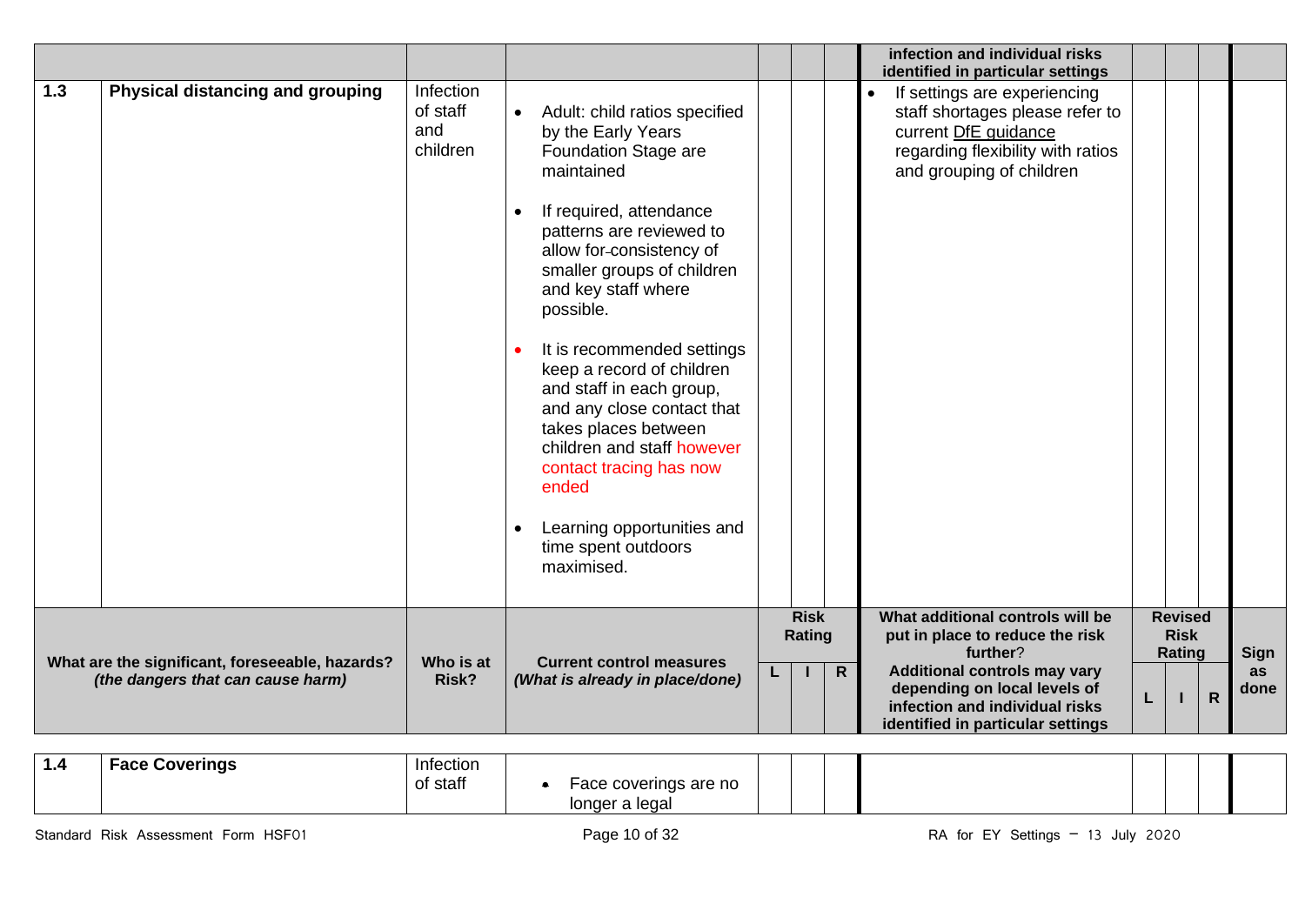| | | | | | | | | | | |
|---|---|---|---|---|---|---|---|---|---|---|
| | | | | | | infection and individual risks identified in particular settings | | | | |
| 1.3 | **Physical distancing and grouping** | Infection of staff and children | • Adult: child ratios specified by the Early Years Foundation Stage are maintained<br><br>• If required, attendance patterns are reviewed to allow for consistency of smaller groups of children and key staff where possible.<br><br>• It is recommended settings keep a record of children and staff in each group, and any close contact that takes places between children and staff however contact tracing has now ended<br><br>• Learning opportunities and time spent outdoors maximised. | | | | • If settings are experiencing staff shortages please refer to current DfE guidance regarding flexibility with ratios and grouping of children | | | | |
| **What are the significant, foreseeable, hazards?** ***(the dangers that can cause harm)*** | | **Who is at Risk?** | **Current control measures** ***(What is already in place/done)*** | **Risk Rating** | | | **What additional controls will be put in place to reduce the risk further?** **Additional controls may vary depending on local levels of infection and individual risks identified in particular settings** | **Revised Risk Rating** | | | **Sign as done** |
| | | | | **L** | **I** | **R** | | **L** | **I** | **R** | |
| 1.4 | **Face Coverings** | Infection of staff | • Face coverings are no longer a legal | | | | | | | | |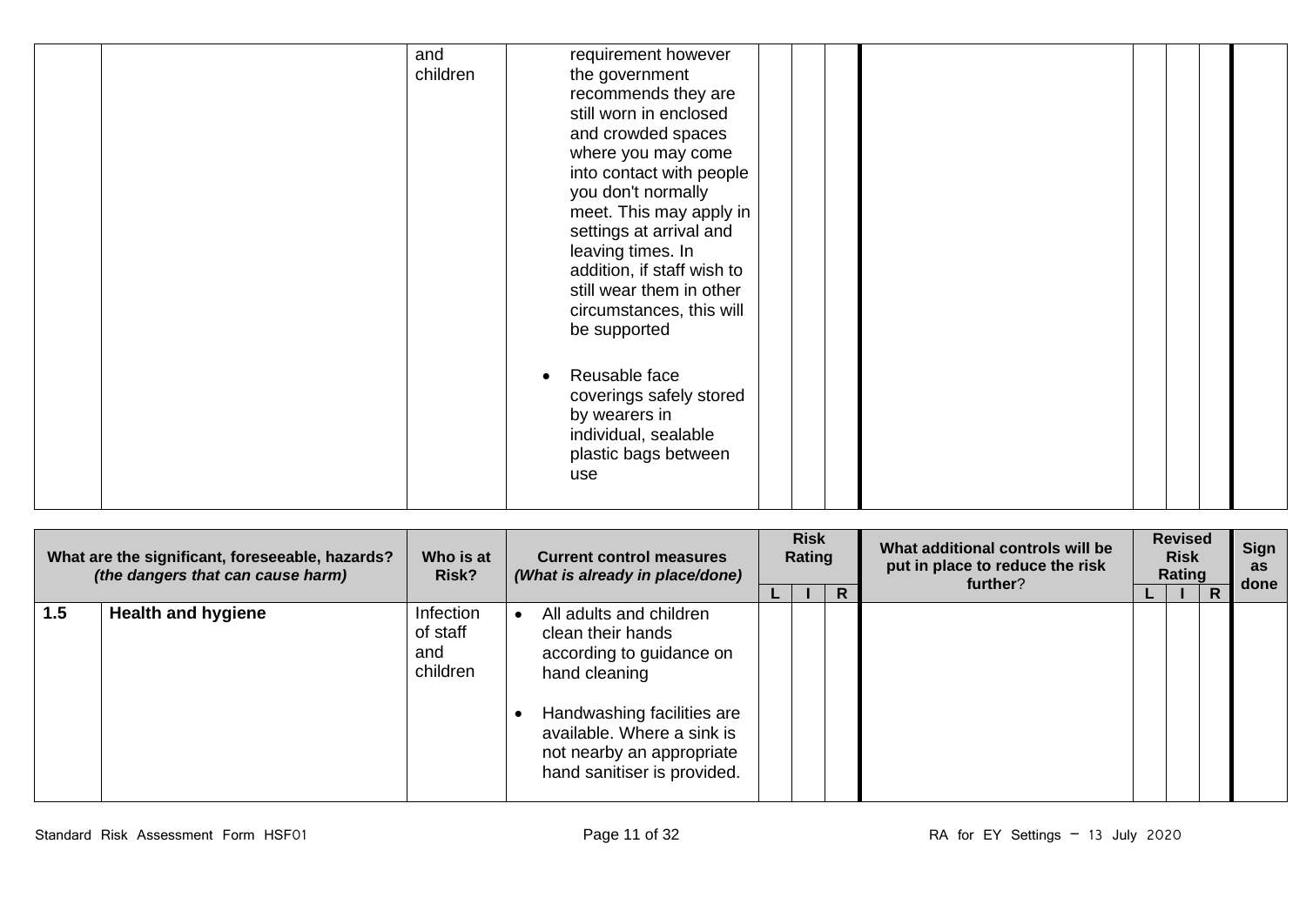| | | and children | requirement however the government recommends they are still worn in enclosed and crowded spaces where you may come into contact with people you don't normally meet. This may apply in settings at arrival and leaving times. In addition, if staff wish to still wear them in other circumstances, this will be supported<br><br>• Reusable face coverings safely stored by wearers in individual, sealable plastic bags between use | | | | | | | | |
|---|---|---|---|---|---|---|---|---|---|---|---|

| What are the significant, foreseeable, hazards? *(the dangers that can cause harm)* | | Who is at Risk? | Current control measures *(What is already in place/done)* | Risk Rating | | | What additional controls will be put in place to reduce the risk further? | Revised Risk Rating | | | Sign as done |
|---|---|---|---|---|---|---|---|---|---|---|---|
| | | | | L | I | R | | L | I | R | |
| 1.5 | **Health and hygiene** | Infection of staff and children | • All adults and children clean their hands according to guidance on hand cleaning<br><br>• Handwashing facilities are available. Where a sink is not nearby an appropriate hand sanitiser is provided. | | | | | | | | |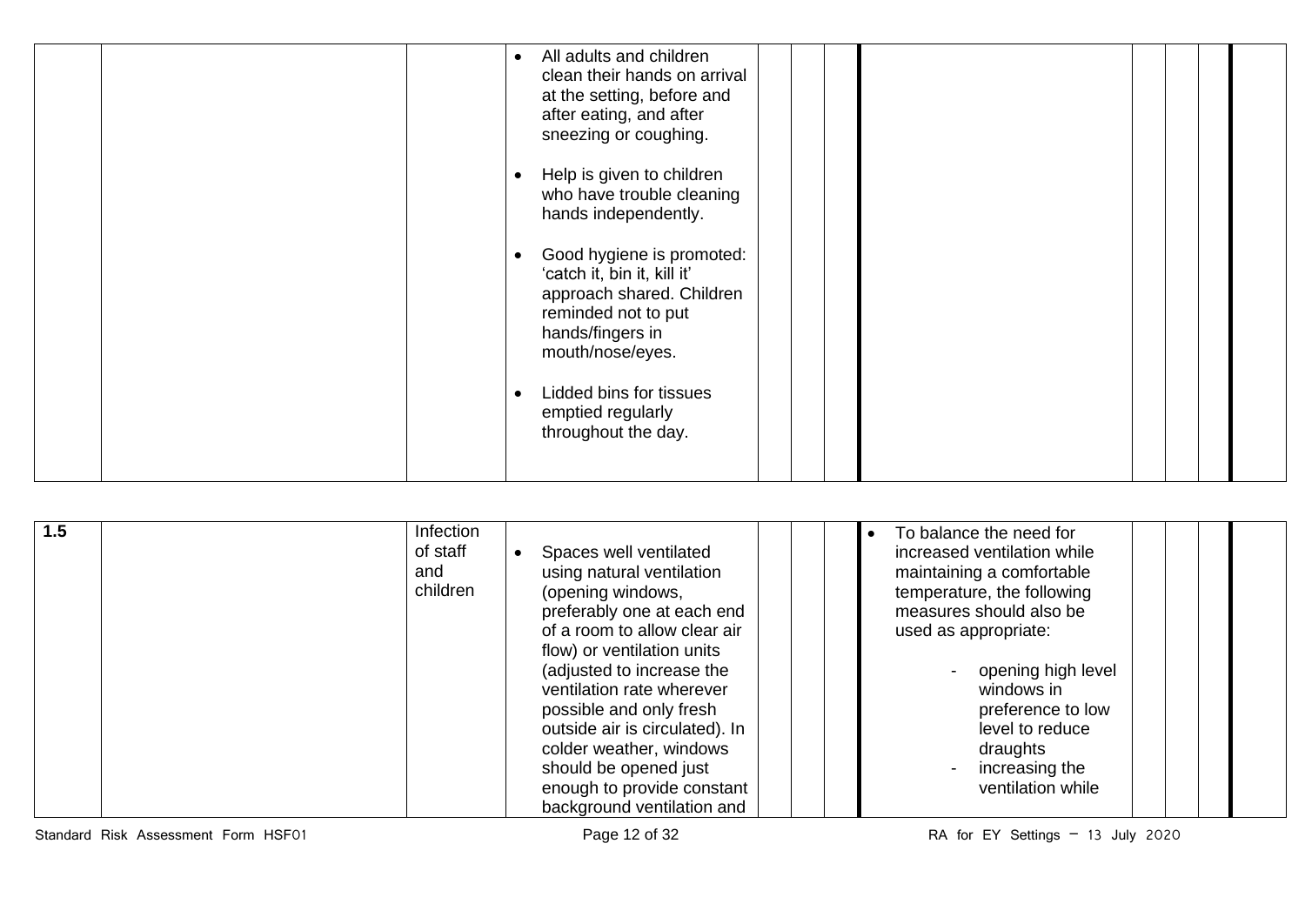| | | | | | | | | | | | |
|---|---|---|---|---|---|---|---|---|---|---|---|
| | | | • All adults and children clean their hands on arrival at the setting, before and after eating, and after sneezing or coughing.<br><br>• Help is given to children who have trouble cleaning hands independently.<br><br>• Good hygiene is promoted: 'catch it, bin it, kill it' approach shared. Children reminded not to put hands/fingers in mouth/nose/eyes.<br><br>• Lidded bins for tissues emptied regularly throughout the day. | | | | | | | | |

| | | | | | | | | | | | |
|---|---|---|---|---|---|---|---|---|---|---|---|
| **1.5** | | Infection of staff and children | • Spaces well ventilated using natural ventilation (opening windows, preferably one at each end of a room to allow clear air flow) or ventilation units (adjusted to increase the ventilation rate wherever possible and only fresh outside air is circulated). In colder weather, windows should be opened just enough to provide constant background ventilation and | | | | • To balance the need for increased ventilation while maintaining a comfortable temperature, the following measures should also be used as appropriate:<br><br>- opening high level windows in preference to low level to reduce draughts<br>- increasing the ventilation while | | | | |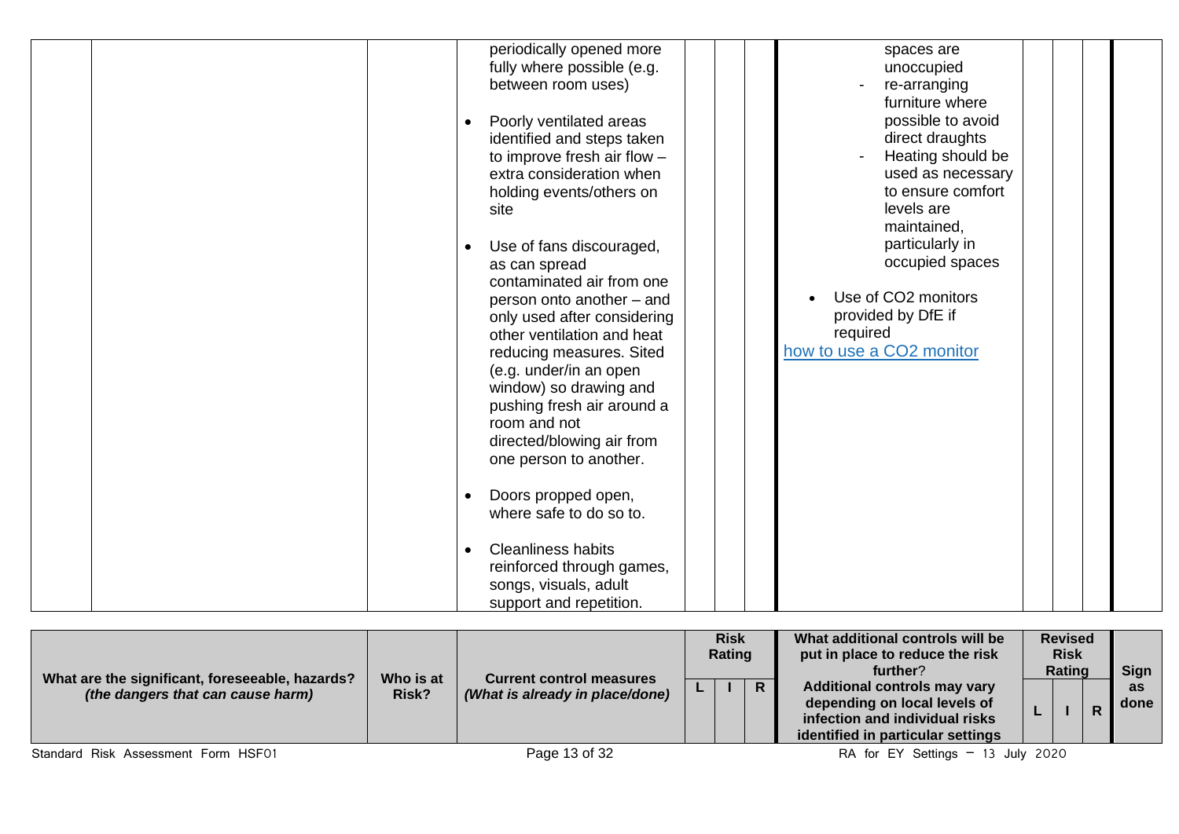| What are the significant, foreseeable, hazards? *(the dangers that can cause harm)* | Who is at Risk? | Current control measures *(What is already in place/done)* | Risk Rating | | | What additional controls will be put in place to reduce the risk further? Additional controls may vary depending on local levels of infection and individual risks identified in particular settings | Revised Risk Rating | | | Sign as done |
|---|---|---|---|---|---|---|---|---|---|---|
| | | | L | I | R | | L | I | R | |
| | | periodically opened more fully where possible (e.g. between room uses)<br><br>• Poorly ventilated areas identified and steps taken to improve fresh air flow – extra consideration when holding events/others on site<br><br>• Use of fans discouraged, as can spread contaminated air from one person onto another – and only used after considering other ventilation and heat reducing measures. Sited (e.g. under/in an open window) so drawing and pushing fresh air around a room and not directed/blowing air from one person to another.<br><br>• Doors propped open, where safe to do so to.<br><br>• Cleanliness habits reinforced through games, songs, visuals, adult support and repetition. | | | | spaces are unoccupied<br>- re-arranging furniture where possible to avoid direct draughts<br>- Heating should be used as necessary to ensure comfort levels are maintained, particularly in occupied spaces<br><br>• Use of $CO_2$ monitors provided by DfE if required<br>how to use a $CO_2$ monitor | | | | |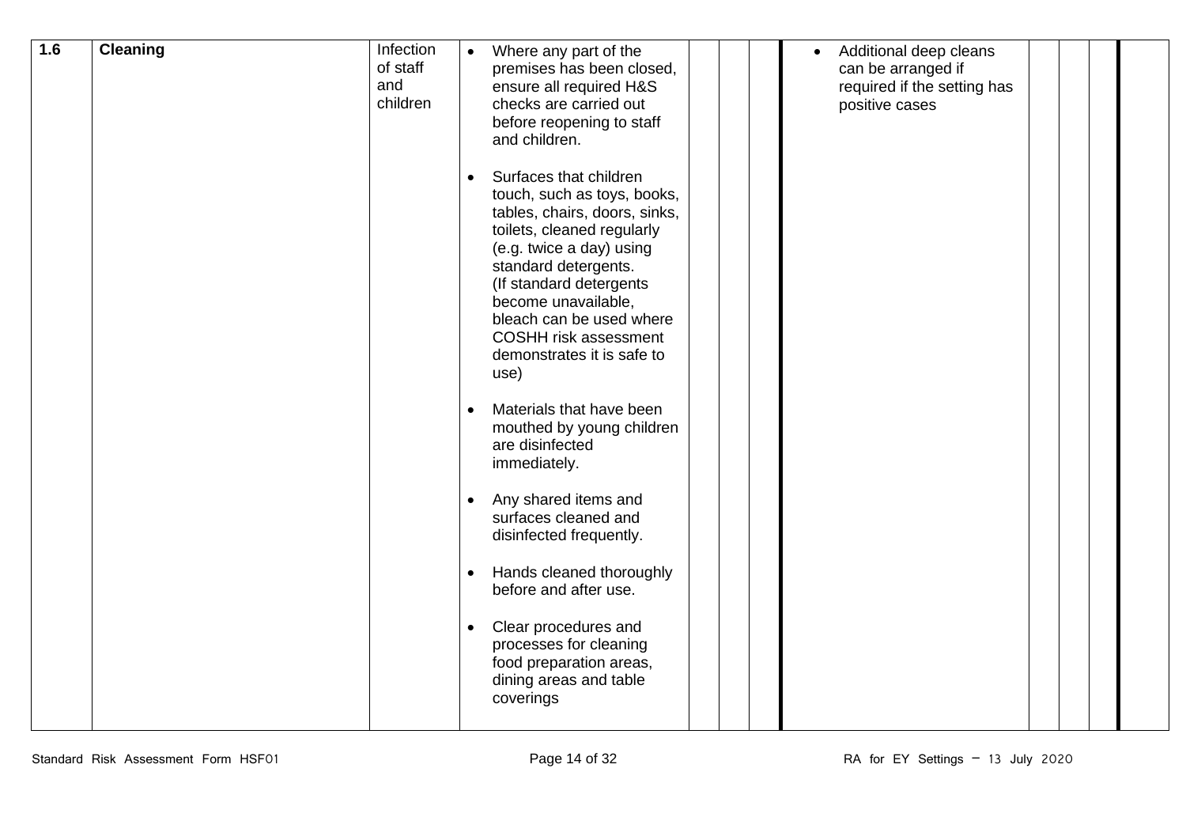| 1.6 | **Cleaning** | Infection of staff and children | <ul><li>Where any part of the premises has been closed, ensure all required H&S checks are carried out before reopening to staff and children.</li><li>Surfaces that children touch, such as toys, books, tables, chairs, doors, sinks, toilets, cleaned regularly (e.g. twice a day) using standard detergents. (If standard detergents become unavailable, bleach can be used where COSHH risk assessment demonstrates it is safe to use)</li><li>Materials that have been mouthed by young children are disinfected immediately.</li><li>Any shared items and surfaces cleaned and disinfected frequently.</li><li>Hands cleaned thoroughly before and after use.</li><li>Clear procedures and processes for cleaning food preparation areas, dining areas and table coverings</li></ul> | | | | <ul><li>Additional deep cleans can be arranged if required if the setting has positive cases</li></ul> | | | | |
|---|---|---|---|---|---|---|---|---|---|---|---|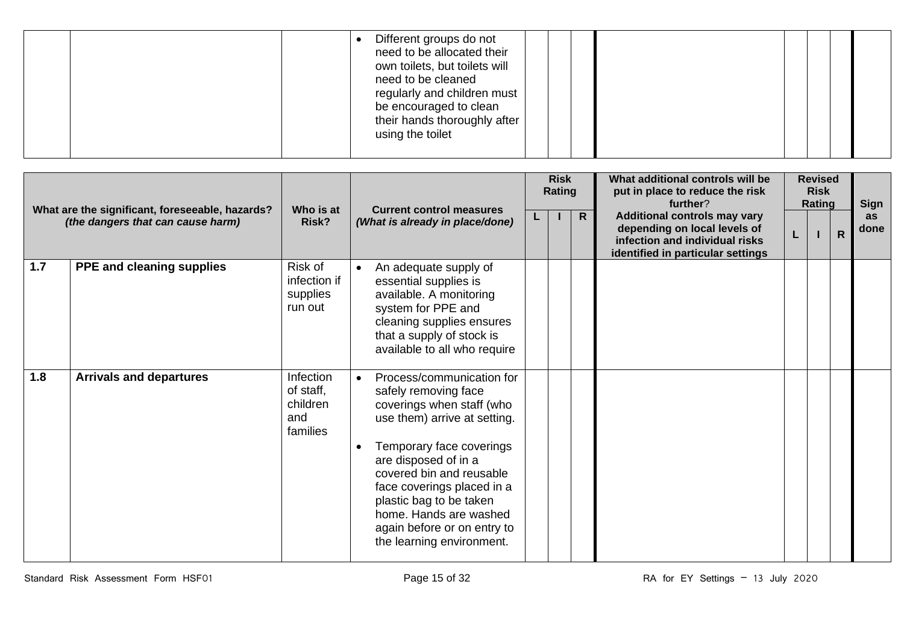| | | | | | | | | | | | |
|---|---|---|---|---|---|---|---|---|---|---|---|
| | | | • Different groups do not need to be allocated their own toilets, but toilets will need to be cleaned regularly and children must be encouraged to clean their hands thoroughly after using the toilet | | | | | | | | |

| What are the significant, foreseeable, hazards? *(the dangers that can cause harm)* | | Who is at Risk? | Current control measures *(What is already in place/done)* | Risk Rating | | | What additional controls will be put in place to reduce the risk further? **Additional controls may vary depending on local levels of infection and individual risks identified in particular settings** | Revised Risk Rating | | | Sign as done |
|---|---|---|---|---|---|---|---|---|---|---|---|
| | | | | L | I | R | | L | I | R | |
| 1.7 | **PPE and cleaning supplies** | Risk of infection if supplies run out | • An adequate supply of essential supplies is available. A monitoring system for PPE and cleaning supplies ensures that a supply of stock is available to all who require | | | | | | | | |
| 1.8 | **Arrivals and departures** | Infection of staff, children and families | • Process/communication for safely removing face coverings when staff (who use them) arrive at setting.<br><br>• Temporary face coverings are disposed of in a covered bin and reusable face coverings placed in a plastic bag to be taken home. Hands are washed again before or on entry to the learning environment. | | | | | | | | |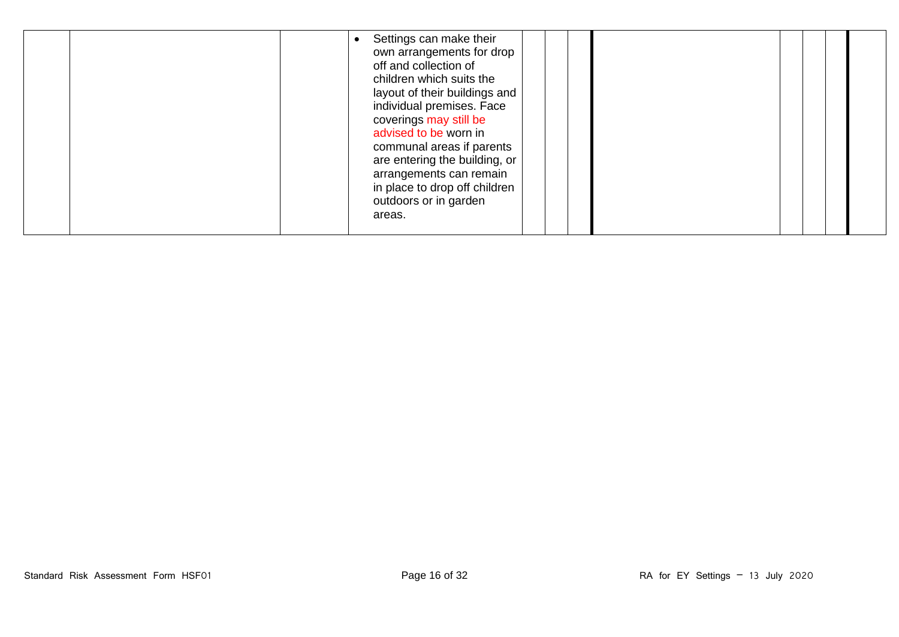| | | | | | | | | | | | |
|---|---|---|---|---|---|---|---|---|---|---|---|
| | | | • Settings can make their own arrangements for drop off and collection of children which suits the layout of their buildings and individual premises. Face coverings may still be advised to be worn in communal areas if parents are entering the building, or arrangements can remain in place to drop off children outdoors or in garden areas. | | | | | | | | |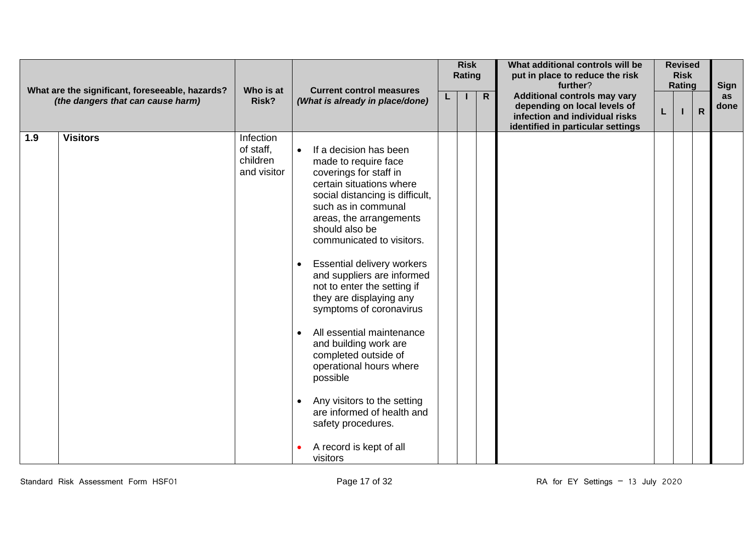| | What are the significant, foreseeable, hazards? *(the dangers that can cause harm)* | Who is at Risk? | Current control measures *(What is already in place/done)* | Risk Rating | | | What additional controls will be put in place to reduce the risk further? Additional controls may vary depending on local levels of infection and individual risks identified in particular settings | Revised Risk Rating | | | Sign as done |
|---|---|---|---|---|---|---|---|---|---|---|---|
| | | | | L | I | R | | L | I | R | |
| 1.9 | **Visitors** | Infection of staff, children and visitor | • If a decision has been made to require face coverings for staff in certain situations where social distancing is difficult, such as in communal areas, the arrangements should also be communicated to visitors.<br><br>• Essential delivery workers and suppliers are informed not to enter the setting if they are displaying any symptoms of coronavirus<br><br>• All essential maintenance and building work are completed outside of operational hours where possible<br><br>• Any visitors to the setting are informed of health and safety procedures.<br><br>• A record is kept of all visitors | | | | | | | | |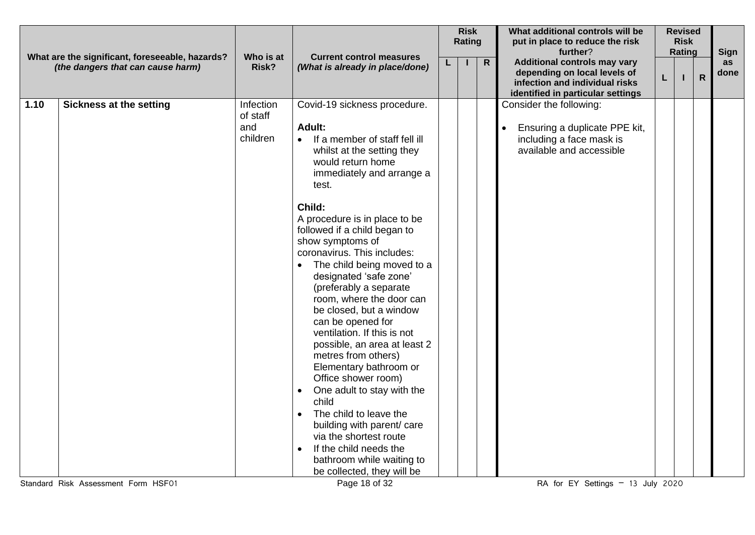| What are the significant, foreseeable, hazards? *(the dangers that can cause harm)* | | Who is at Risk? | Current control measures *(What is already in place/done)* | Risk Rating | | | What additional controls will be put in place to reduce the risk further? Additional controls may vary depending on local levels of infection and individual risks identified in particular settings | Revised Risk Rating | | | Sign as done |
|---|---|---|---|---|---|---|---|---|---|---|---|
| | | | | L | I | R | | L | I | R | |
| 1.10 | **Sickness at the setting** | Infection of staff and children | Covid-19 sickness procedure.<br><br>**Adult:**<br>• If a member of staff fell ill whilst at the setting they would return home immediately and arrange a test.<br><br>**Child:**<br>A procedure is in place to be followed if a child began to show symptoms of coronavirus. This includes:<br>• The child being moved to a designated 'safe zone' (preferably a separate room, where the door can be closed, but a window can be opened for ventilation. If this is not possible, an area at least 2 metres from others) Elementary bathroom or Office shower room)<br>• One adult to stay with the child<br>• The child to leave the building with parent/ care via the shortest route<br>• If the child needs the bathroom while waiting to be collected, they will be | | | | Consider the following:<br><br>• Ensuring a duplicate PPE kit, including a face mask is available and accessible | | | | |

Standard Risk Assessment Form HSF01

RA for EY Settings – 13 July 2020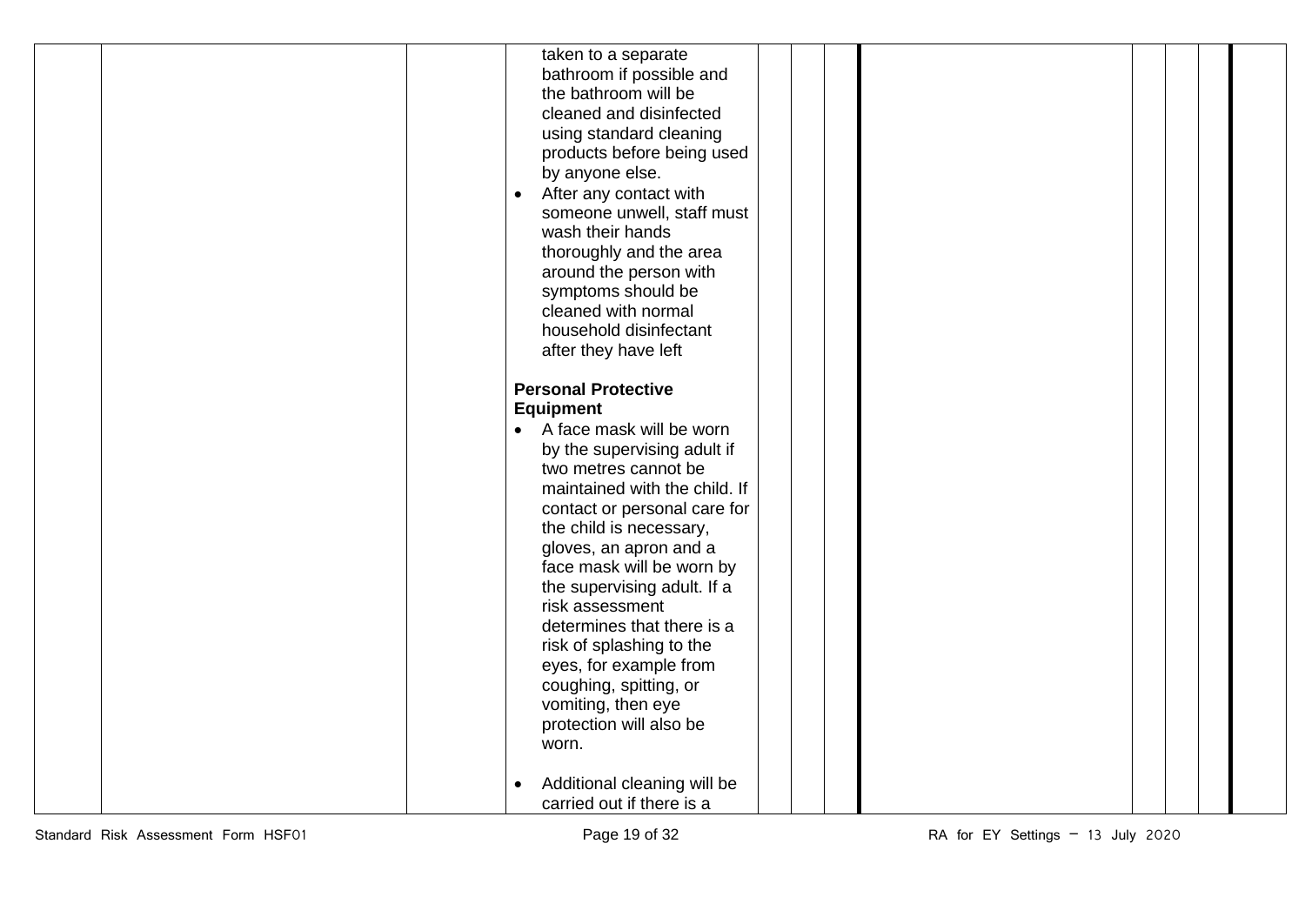|  |  |  | taken to a separate bathroom if possible and the bathroom will be cleaned and disinfected using standard cleaning products before being used by anyone else.<br>• After any contact with someone unwell, staff must wash their hands thoroughly and the area around the person with symptoms should be cleaned with normal household disinfectant after they have left<br><br>**Personal Protective Equipment**<br>• A face mask will be worn by the supervising adult if two metres cannot be maintained with the child. If contact or personal care for the child is necessary, gloves, an apron and a face mask will be worn by the supervising adult. If a risk assessment determines that there is a risk of splashing to the eyes, for example from coughing, spitting, or vomiting, then eye protection will also be worn.<br><br>• Additional cleaning will be carried out if there is a |  |  |  |  |  |  |  |  |
|---|---|---|---|---|---|---|---|---|---|---|---|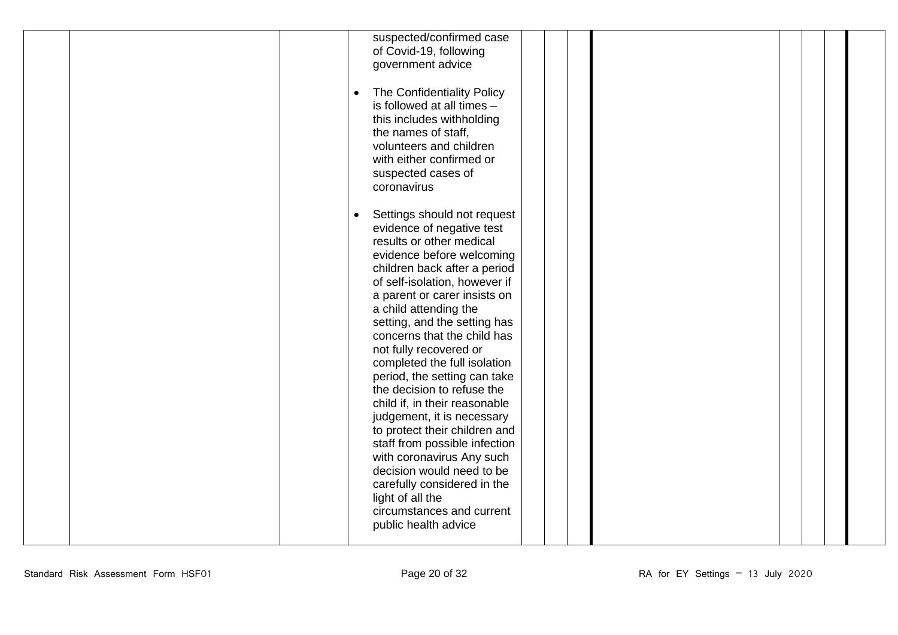|  |  |  | suspected/confirmed case of Covid-19, following government advice<br><br>• The Confidentiality Policy is followed at all times – this includes withholding the names of staff, volunteers and children with either confirmed or suspected cases of coronavirus<br><br>• Settings should not request evidence of negative test results or other medical evidence before welcoming children back after a period of self-isolation, however if a parent or carer insists on a child attending the setting, and the setting has concerns that the child has not fully recovered or completed the full isolation period, the setting can take the decision to refuse the child if, in their reasonable judgement, it is necessary to protect their children and staff from possible infection with coronavirus Any such decision would need to be carefully considered in the light of all the circumstances and current public health advice |  |  |  |  |  |  |  |  |
|---|---|---|---|---|---|---|---|---|---|---|---|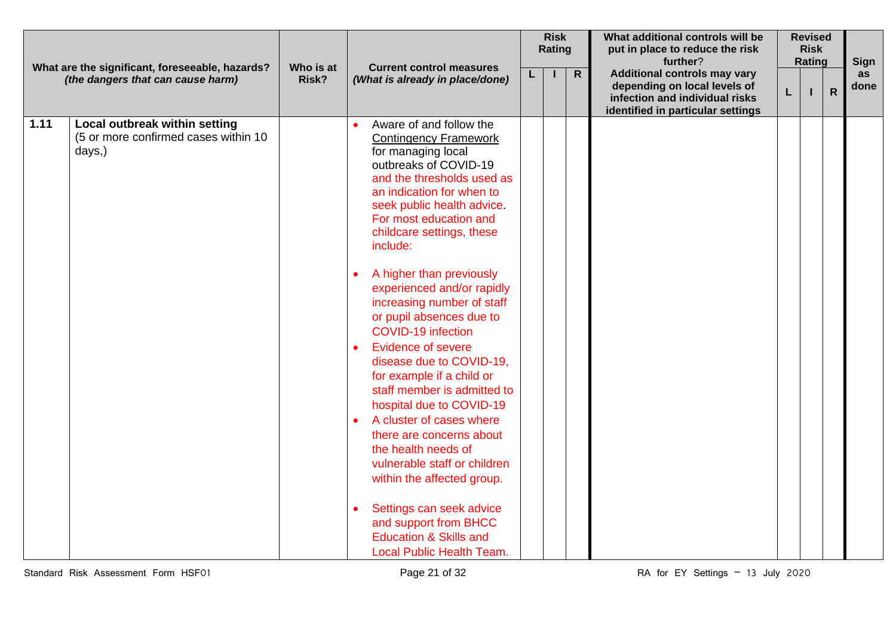| What are the significant, foreseeable, hazards? *(the dangers that can cause harm)* | | Who is at Risk? | Current control measures *(What is already in place/done)* | Risk Rating | | | What additional controls will be put in place to reduce the risk further? **Additional controls may vary depending on local levels of infection and individual risks identified in particular settings** | Revised Risk Rating | | | Sign as done |
|---|---|---|---|---|---|---|---|---|---|---|---|
| | | | | L | I | R | | L | I | R | |
| **1.11** | **Local outbreak within setting** (5 or more confirmed cases within 10 days,) | | • Aware of and follow the Contingency Framework for managing local outbreaks of COVID-19 and the thresholds used as an indication for when to seek public health advice. For most education and childcare settings, these include:<br><br>• A higher than previously experienced and/or rapidly increasing number of staff or pupil absences due to COVID-19 infection<br>• Evidence of severe disease due to COVID-19, for example if a child or staff member is admitted to hospital due to COVID-19<br>• A cluster of cases where there are concerns about the health needs of vulnerable staff or children within the affected group.<br><br>• Settings can seek advice and support from BHCC Education & Skills and Local Public Health Team. | | | | | | | | |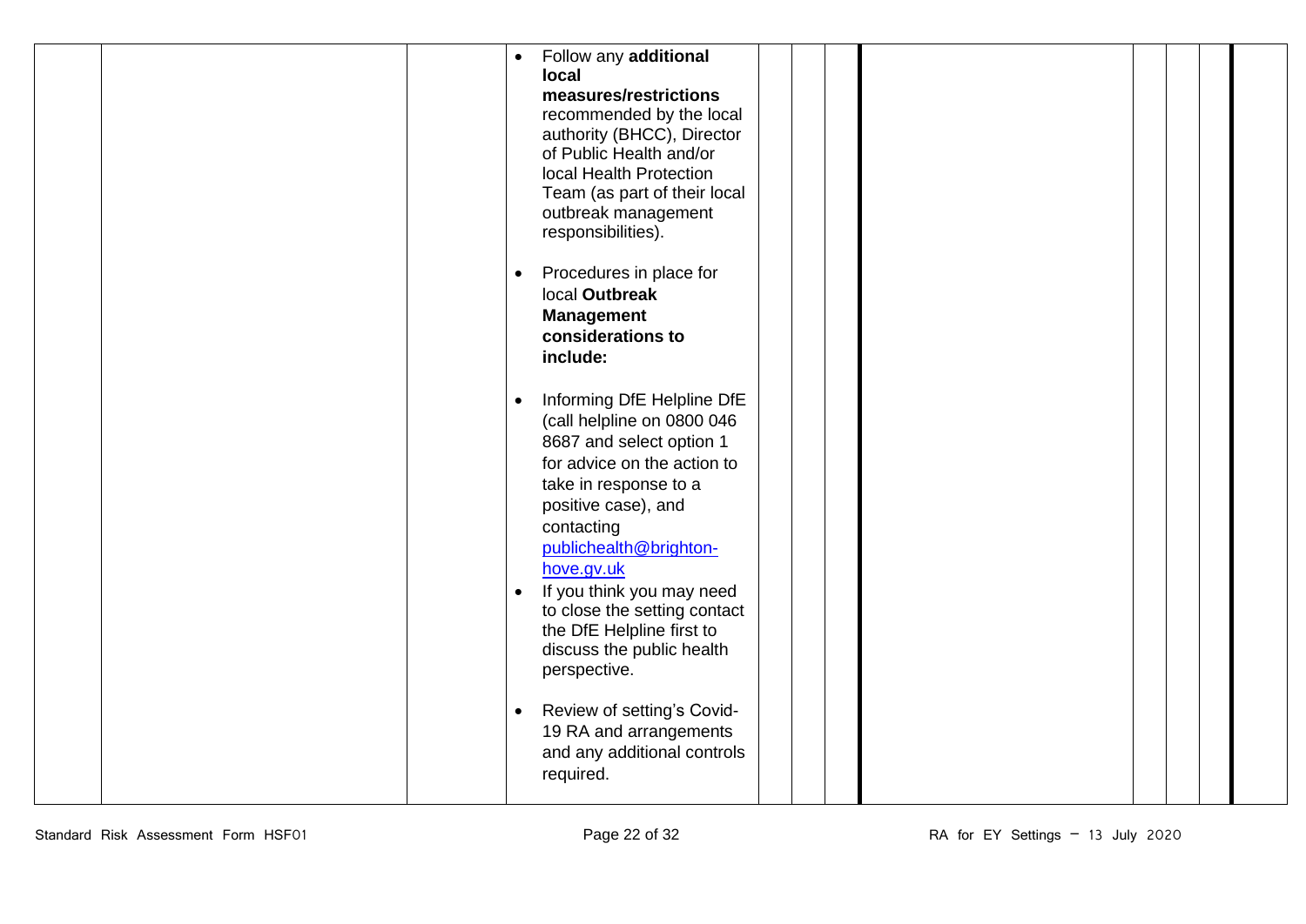| | | | | | | | | | | | |
|---|---|---|---|---|---|---|---|---|---|---|---|
| | | | • Follow any **additional local measures/restrictions** recommended by the local authority (BHCC), Director of Public Health and/or local Health Protection Team (as part of their local outbreak management responsibilities).<br><br>• Procedures in place for local **Outbreak Management considerations to include:**<br><br>• Informing DfE Helpline DfE (call helpline on 0800 046 8687 and select option 1 for advice on the action to take in response to a positive case), and contacting publichealth@brighton-hove.gv.uk<br>• If you think you may need to close the setting contact the DfE Helpline first to discuss the public health perspective.<br><br>• Review of setting's Covid-19 RA and arrangements and any additional controls required. | | | | | | | | |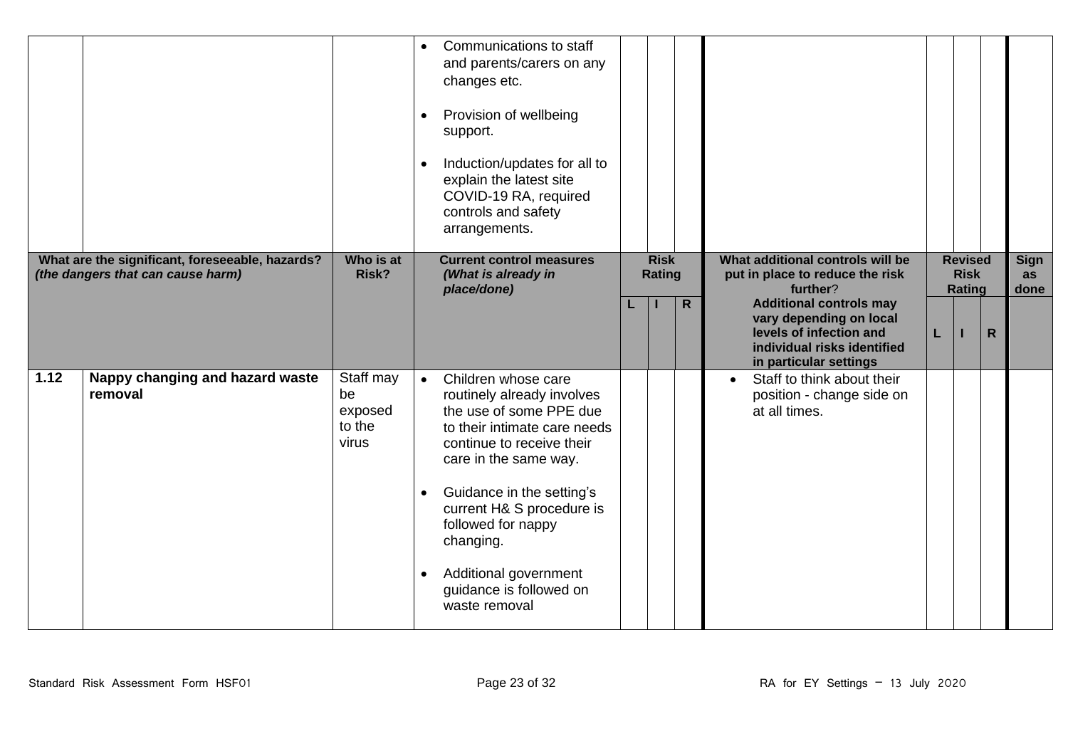| | What are the significant, foreseeable, hazards? *(the dangers that can cause harm)* | Who is at Risk? | Current control measures *(What is already in place/done)* | Risk Rating | | | What additional controls will be put in place to reduce the risk further? **Additional controls may vary depending on local levels of infection and individual risks identified in particular settings** | Revised Risk Rating | | | Sign as done |
|---|---|---|---|---|---|---|---|---|---|---|---|
| | | | | L | I | R | | L | I | R | |
| | | | • Communications to staff and parents/carers on any changes etc.<br>• Provision of wellbeing support.<br>• Induction/updates for all to explain the latest site COVID-19 RA, required controls and safety arrangements. | | | | | | | | |
| **1.12** | **Nappy changing and hazard waste removal** | Staff may be exposed to the virus | • Children whose care routinely already involves the use of some PPE due to their intimate care needs continue to receive their care in the same way.<br>• Guidance in the setting's current H& S procedure is followed for nappy changing.<br>• Additional government guidance is followed on waste removal | | | | • Staff to think about their position - change side on at all times. | | | | |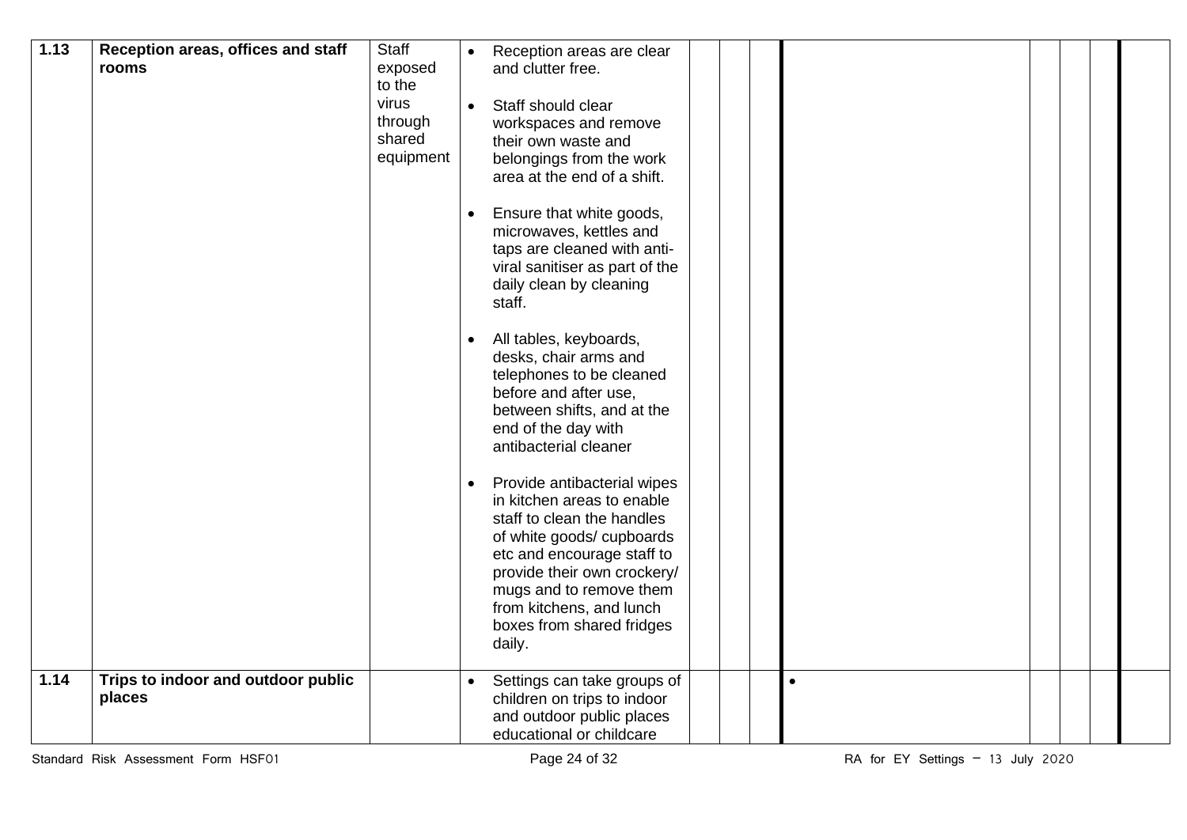| 1.13 | Reception areas, offices and staff rooms | Staff exposed to the virus through shared equipment | • Reception areas are clear and clutter free.<br><br>• Staff should clear workspaces and remove their own waste and belongings from the work area at the end of a shift.<br><br>• Ensure that white goods, microwaves, kettles and taps are cleaned with anti-viral sanitiser as part of the daily clean by cleaning staff.<br><br>• All tables, keyboards, desks, chair arms and telephones to be cleaned before and after use, between shifts, and at the end of the day with antibacterial cleaner<br><br>• Provide antibacterial wipes in kitchen areas to enable staff to clean the handles of white goods/ cupboards etc and encourage staff to provide their own crockery/ mugs and to remove them from kitchens, and lunch boxes from shared fridges daily. | | | | | | | | |
|---|---|---|---|---|---|---|---|---|---|---|---|
| **1.14** | **Trips to indoor and outdoor public places** | | • Settings can take groups of children on trips to indoor and outdoor public places educational or childcare | | | | • | | | | |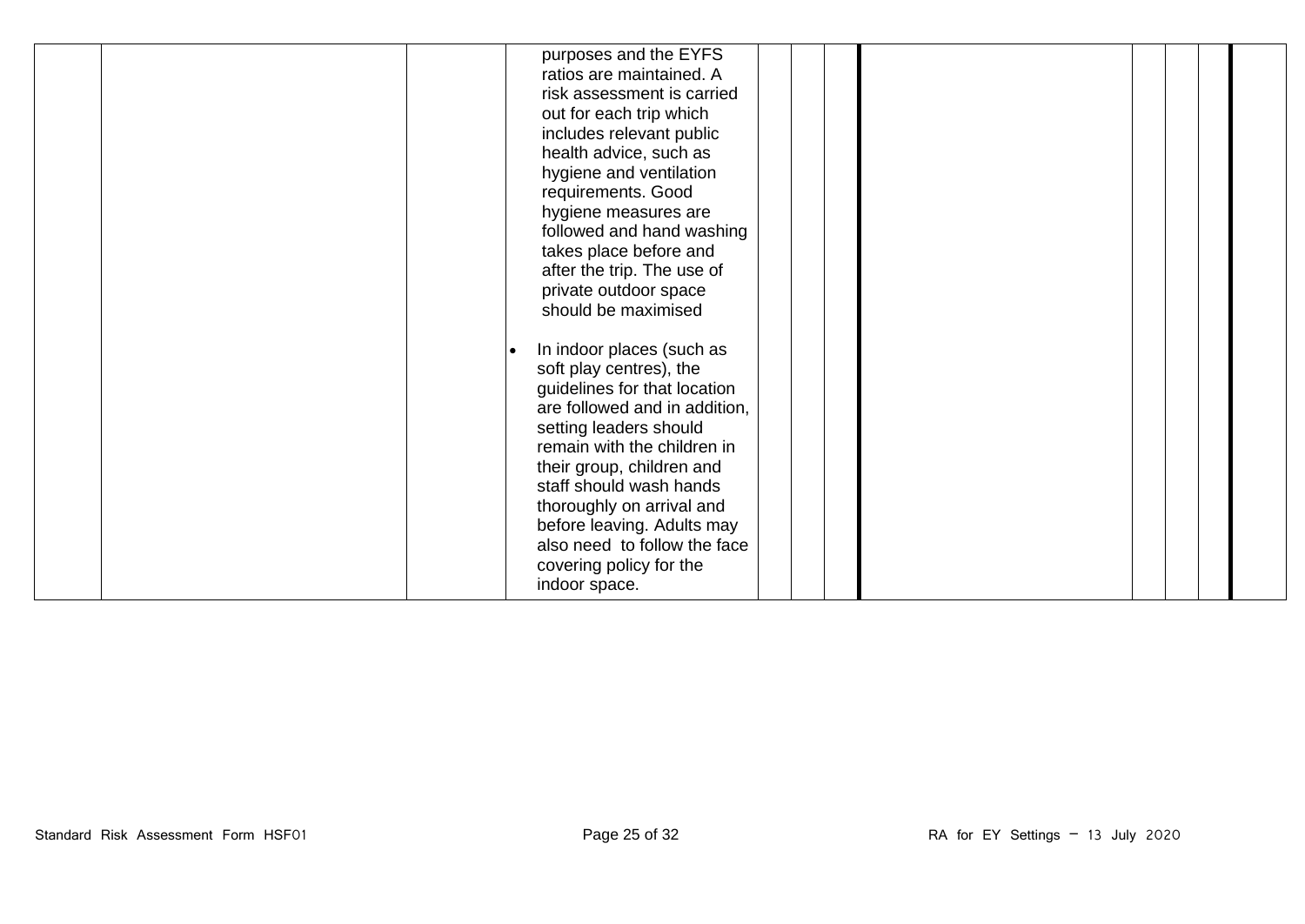|  |  |  |  |  |  |  |  |  |  |  |  |
|---|---|---|---|---|---|---|---|---|---|---|---|
|  |  |  | purposes and the EYFS ratios are maintained. A risk assessment is carried out for each trip which includes relevant public health advice, such as hygiene and ventilation requirements. Good hygiene measures are followed and hand washing takes place before and after the trip. The use of private outdoor space should be maximised<br><br>• In indoor places (such as soft play centres), the guidelines for that location are followed and in addition, setting leaders should remain with the children in their group, children and staff should wash hands thoroughly on arrival and before leaving. Adults may also need to follow the face covering policy for the indoor space. |  |  |  |  |  |  |  |  |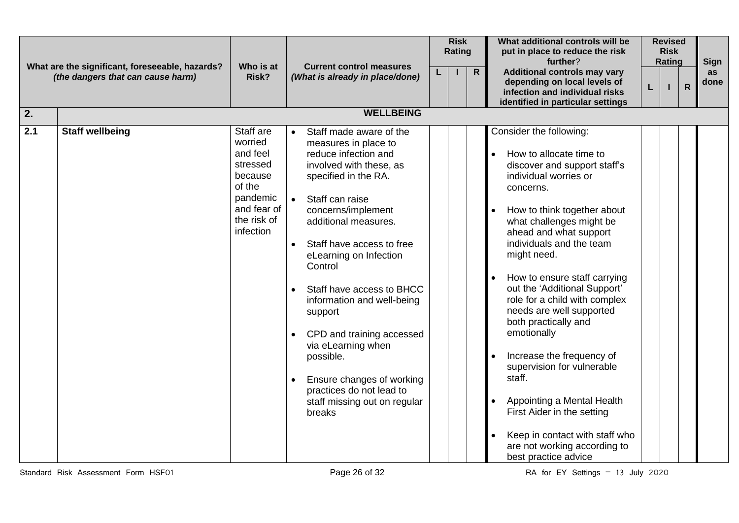| | What are the significant, foreseeable, hazards? *(the dangers that can cause harm)* | Who is at Risk? | Current control measures *(What is already in place/done)* | Risk Rating | | | What additional controls will be put in place to reduce the risk further? **Additional controls may vary depending on local levels of infection and individual risks identified in particular settings** | Revised Risk Rating | | | Sign as done |
|---|---|---|---|---|---|---|---|---|---|---|---|
| | | | | L | I | R | | L | I | R | |
| **2.** | **WELLBEING** | | | | | | | | | | |
| **2.1** | **Staff wellbeing** | Staff are worried and feel stressed because of the pandemic and fear of the risk of infection | • Staff made aware of the measures in place to reduce infection and involved with these, as specified in the RA.<br>• Staff can raise concerns/implement additional measures.<br>• Staff have access to free eLearning on Infection Control<br>• Staff have access to BHCC information and well-being support<br>• CPD and training accessed via eLearning when possible.<br>• Ensure changes of working practices do not lead to staff missing out on regular breaks | | | | Consider the following:<br>• How to allocate time to discover and support staff's individual worries or concerns.<br>• How to think together about what challenges might be ahead and what support individuals and the team might need.<br>• How to ensure staff carrying out the 'Additional Support' role for a child with complex needs are well supported both practically and emotionally<br>• Increase the frequency of supervision for vulnerable staff.<br>• Appointing a Mental Health First Aider in the setting<br>• Keep in contact with staff who are not working according to best practice advice | | | | |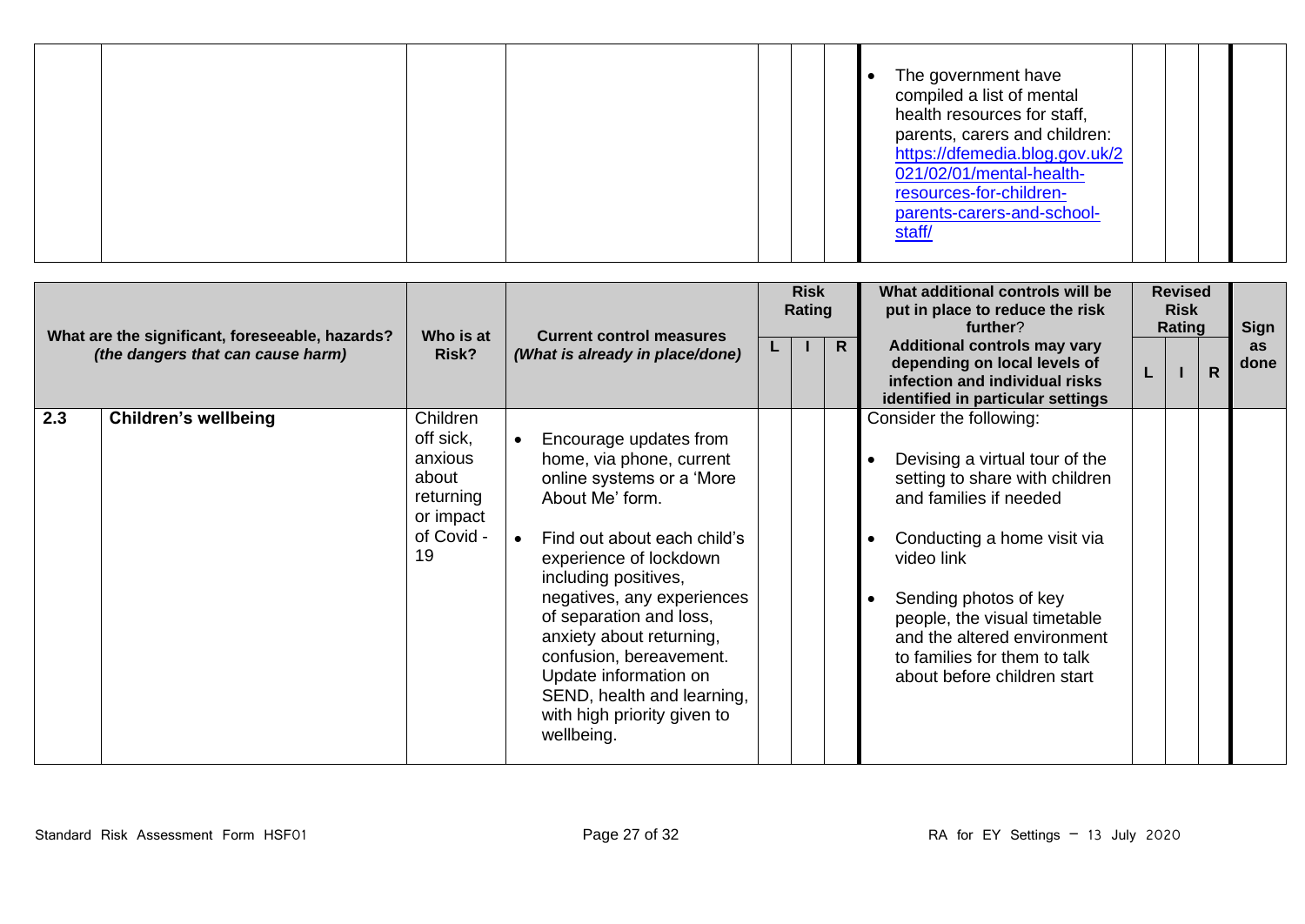| | What are the significant, foreseeable, hazards? *(the dangers that can cause harm)* | Who is at Risk? | Current control measures *(What is already in place/done)* | Risk Rating | | | What additional controls will be put in place to reduce the risk further? **Additional controls may vary depending on local levels of infection and individual risks identified in particular settings** | Revised Risk Rating | | | Sign as done |
|---|---|---|---|---|---|---|---|---|---|---|---|
| | | | | L | I | R | | L | I | R | |
| | | | | | | | • The government have compiled a list of mental health resources for staff, parents, carers and children: [https://dfemedia.blog.gov.uk/2021/02/01/mental-health-resources-for-children-parents-carers-and-school-staff/](https://dfemedia.blog.gov.uk/2021/02/01/mental-health-resources-for-children-parents-carers-and-school-staff/) | | | | |
| **2.3** | **Children's wellbeing** | Children off sick, anxious about returning or impact of Covid - 19 | • Encourage updates from home, via phone, current online systems or a 'More About Me' form.<br><br>• Find out about each child's experience of lockdown including positives, negatives, any experiences of separation and loss, anxiety about returning, confusion, bereavement. Update information on SEND, health and learning, with high priority given to wellbeing. | | | | Consider the following:<br><br>• Devising a virtual tour of the setting to share with children and families if needed<br><br>• Conducting a home visit via video link<br><br>• Sending photos of key people, the visual timetable and the altered environment to families for them to talk about before children start | | | | |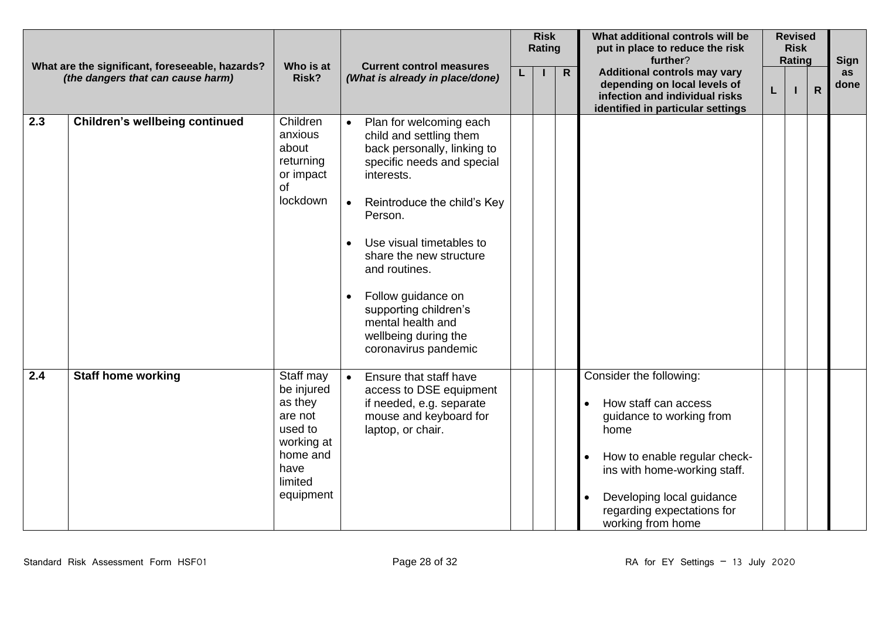| | What are the significant, foreseeable, hazards? *(the dangers that can cause harm)* | Who is at Risk? | Current control measures *(What is already in place/done)* | Risk Rating | | | What additional controls will be put in place to reduce the risk further? Additional controls may vary depending on local levels of infection and individual risks identified in particular settings | Revised Risk Rating | | | Sign as done |
|---|---|---|---|---|---|---|---|---|---|---|---|
| | | | | L | I | R | | L | I | R | |
| **2.3** | **Children's wellbeing continued** | Children anxious about returning or impact of lockdown | • Plan for welcoming each child and settling them back personally, linking to specific needs and special interests.<br>• Reintroduce the child's Key Person.<br>• Use visual timetables to share the new structure and routines.<br>• Follow guidance on supporting children's mental health and wellbeing during the coronavirus pandemic | | | | | | | | |
| **2.4** | **Staff home working** | Staff may be injured as they are not used to working at home and have limited equipment | • Ensure that staff have access to DSE equipment if needed, e.g. separate mouse and keyboard for laptop, or chair. | | | | Consider the following:<br>• How staff can access guidance to working from home<br>• How to enable regular check-ins with home-working staff.<br>• Developing local guidance regarding expectations for working from home | | | | |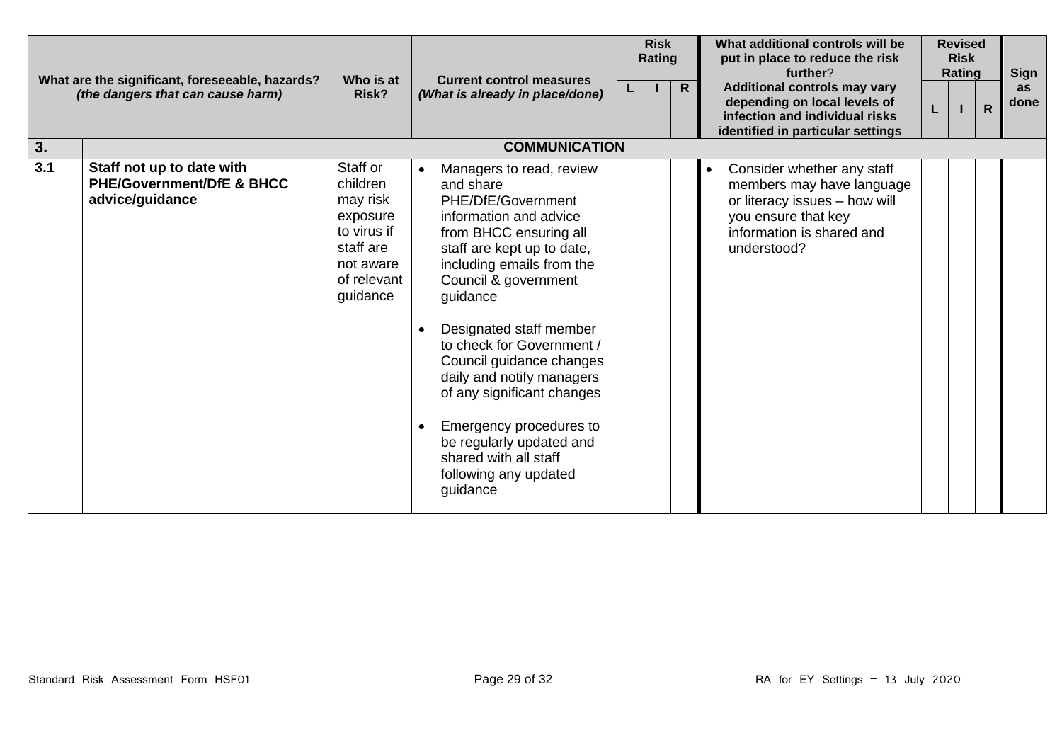| What are the significant, foreseeable, hazards? *(the dangers that can cause harm)* | | Who is at Risk? | Current control measures *(What is already in place/done)* | Risk Rating | | | What additional controls will be put in place to reduce the risk further? **Additional controls may vary depending on local levels of infection and individual risks identified in particular settings** | Revised Risk Rating | | | Sign as done |
|---|---|---|---|---|---|---|---|---|---|---|---|
| | | | | L | I | R | | L | I | R | |
| **3.** | **COMMUNICATION** | | | | | | | | | | |
| **3.1** | **Staff not up to date with PHE/Government/DfE & BHCC advice/guidance** | Staff or children may risk exposure to virus if staff are not aware of relevant guidance | • Managers to read, review and share PHE/DfE/Government information and advice from BHCC ensuring all staff are kept up to date, including emails from the Council & government guidance<br><br>• Designated staff member to check for Government / Council guidance changes daily and notify managers of any significant changes<br><br>• Emergency procedures to be regularly updated and shared with all staff following any updated guidance | | | | • Consider whether any staff members may have language or literacy issues – how will you ensure that key information is shared and understood? | | | | |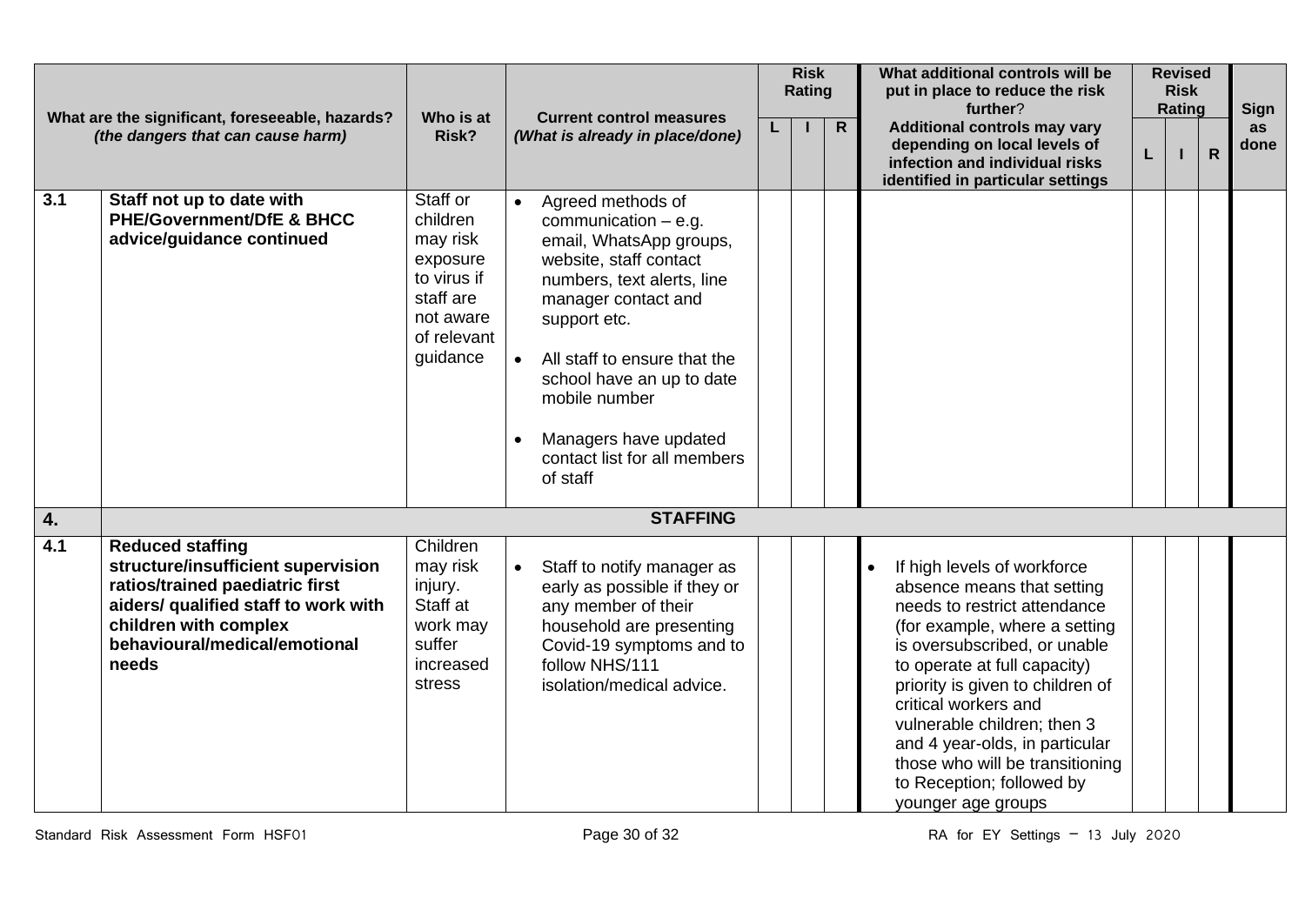| | What are the significant, foreseeable, hazards? *(the dangers that can cause harm)* | Who is at Risk? | Current control measures *(What is already in place/done)* | Risk Rating | | | What additional controls will be put in place to reduce the risk further? **Additional controls may vary depending on local levels of infection and individual risks identified in particular settings** | Revised Risk Rating | | | Sign as done |
|---|---|---|---|---|---|---|---|---|---|---|---|
| | | | | L | I | R | | L | I | R | |
| **3.1** | **Staff not up to date with PHE/Government/DfE & BHCC advice/guidance continued** | Staff or children may risk exposure to virus if staff are not aware of relevant guidance | • Agreed methods of communication – e.g. email, WhatsApp groups, website, staff contact numbers, text alerts, line manager contact and support etc.<br>• All staff to ensure that the school have an up to date mobile number<br>• Managers have updated contact list for all members of staff | | | | | | | | |
| **4.** | **STAFFING** | | | | | | | | | | |
| **4.1** | **Reduced staffing structure/insufficient supervision ratios/trained paediatric first aiders/ qualified staff to work with children with complex behavioural/medical/emotional needs** | Children may risk injury. Staff at work may suffer increased stress | • Staff to notify manager as early as possible if they or any member of their household are presenting Covid-19 symptoms and to follow NHS/111 isolation/medical advice. | | | | • If high levels of workforce absence means that setting needs to restrict attendance (for example, where a setting is oversubscribed, or unable to operate at full capacity) priority is given to children of critical workers and vulnerable children; then 3 and 4 year-olds, in particular those who will be transitioning to Reception; followed by younger age groups | | | | |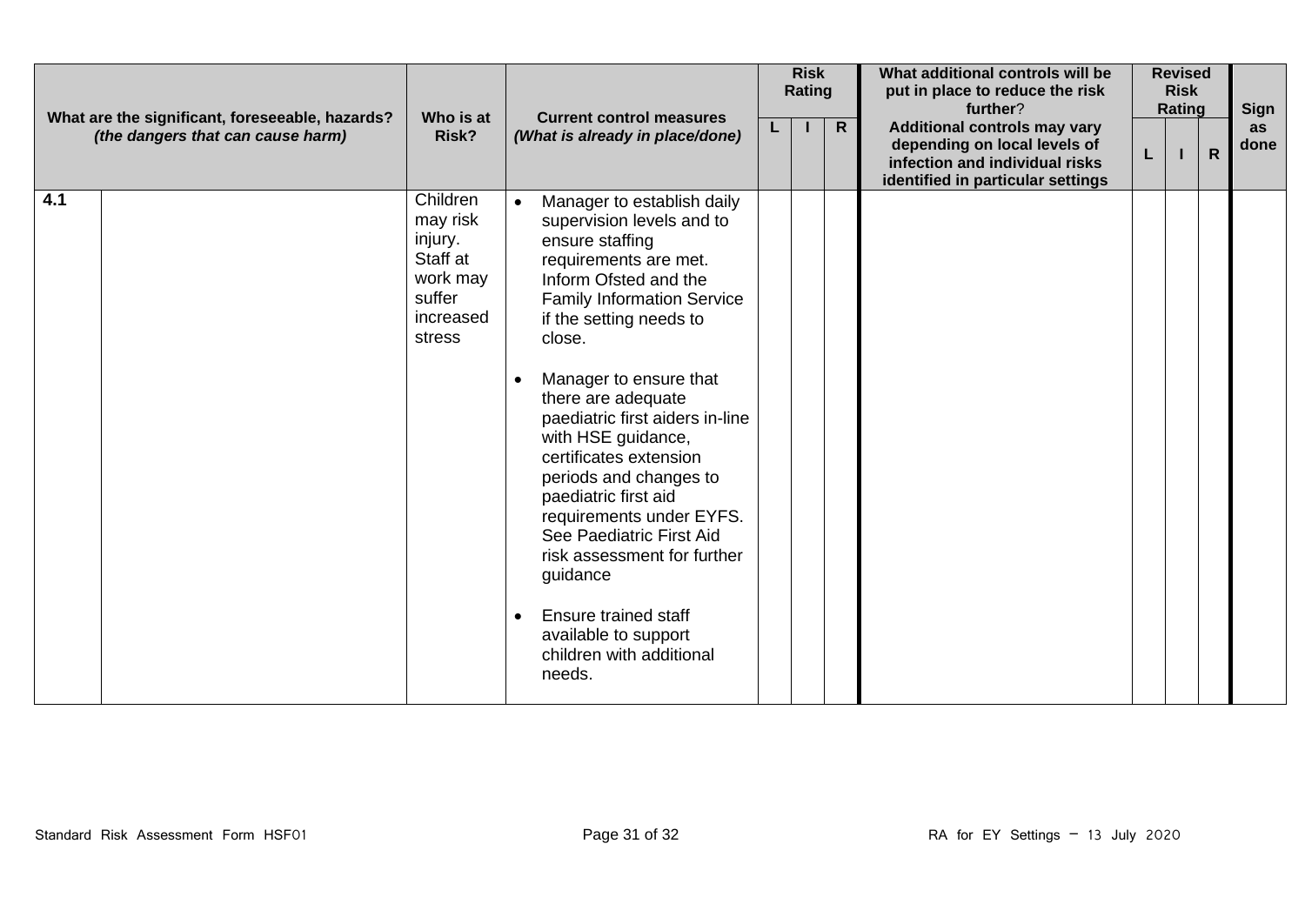| What are the significant, foreseeable, hazards? *(the dangers that can cause harm)* | | Who is at Risk? | Current control measures *(What is already in place/done)* | Risk Rating | | | What additional controls will be put in place to reduce the risk further? **Additional controls may vary depending on local levels of infection and individual risks identified in particular settings** | Revised Risk Rating | | | Sign as done |
|---|---|---|---|---|---|---|---|---|---|---|---|
| | | | | L | I | R | | L | I | R | |
| **4.1** | | Children may risk injury. Staff at work may suffer increased stress | • Manager to establish daily supervision levels and to ensure staffing requirements are met. Inform Ofsted and the Family Information Service if the setting needs to close.<br><br>• Manager to ensure that there are adequate paediatric first aiders in-line with HSE guidance, certificates extension periods and changes to paediatric first aid requirements under EYFS. See Paediatric First Aid risk assessment for further guidance<br><br>• Ensure trained staff available to support children with additional needs. | | | | | | | | |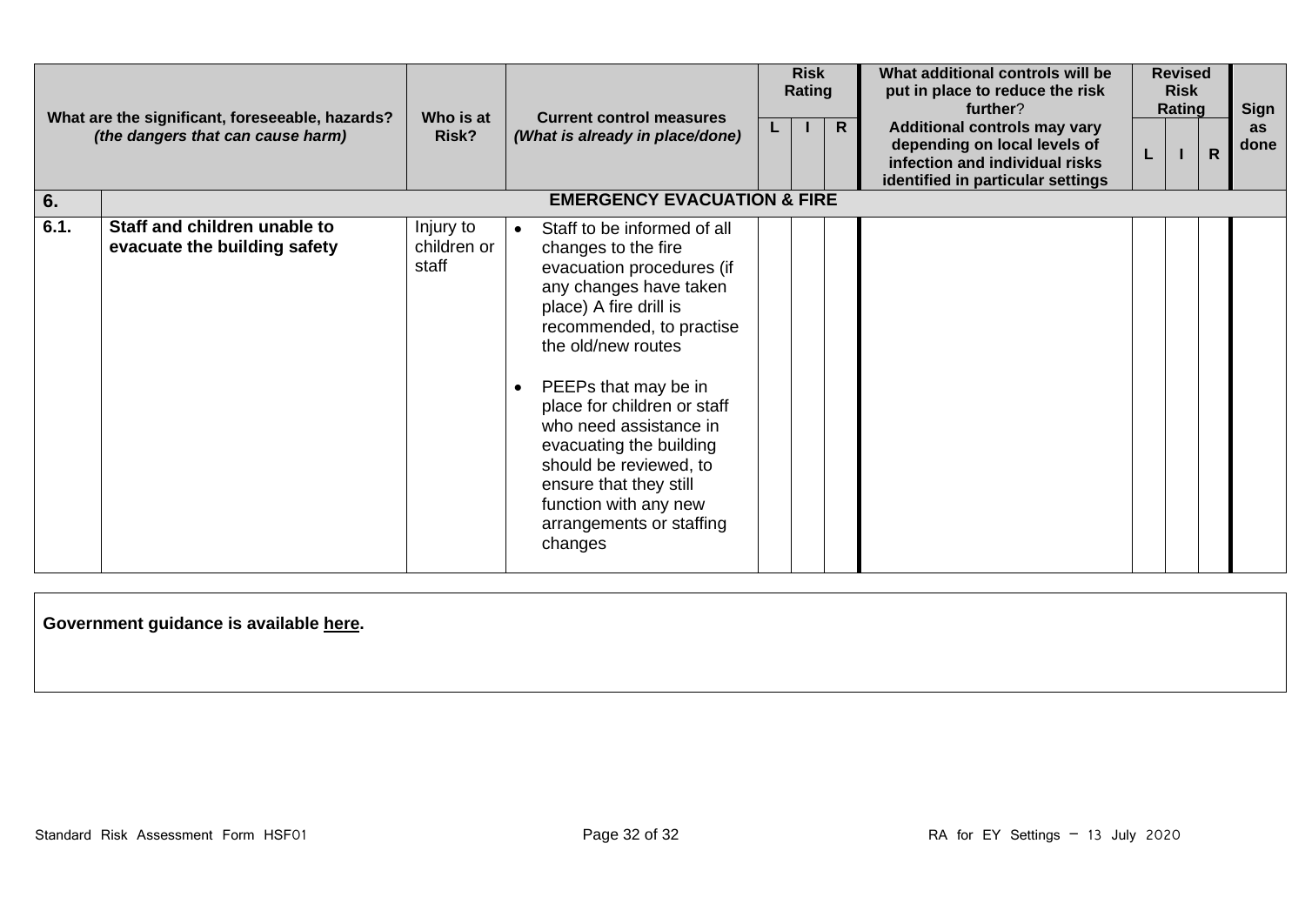| | What are the significant, foreseeable, hazards? *(the dangers that can cause harm)* | Who is at Risk? | Current control measures *(What is already in place/done)* | Risk Rating | | | What additional controls will be put in place to reduce the risk further? **Additional controls may vary depending on local levels of infection and individual risks identified in particular settings** | Revised Risk Rating | | | Sign as done |
|---|---|---|---|---|---|---|---|---|---|---|---|
| | | | | L | I | R | | L | I | R | |
| **6.** | **EMERGENCY EVACUATION & FIRE** | | | | | | | | | | |
| **6.1.** | **Staff and children unable to evacuate the building safety** | Injury to children or staff | • Staff to be informed of all changes to the fire evacuation procedures (if any changes have taken place) A fire drill is recommended, to practise the old/new routes<br><br>• PEEPs that may be in place for children or staff who need assistance in evacuating the building should be reviewed, to ensure that they still function with any new arrangements or staffing changes | | | | | | | | |

**Government guidance is available here.**